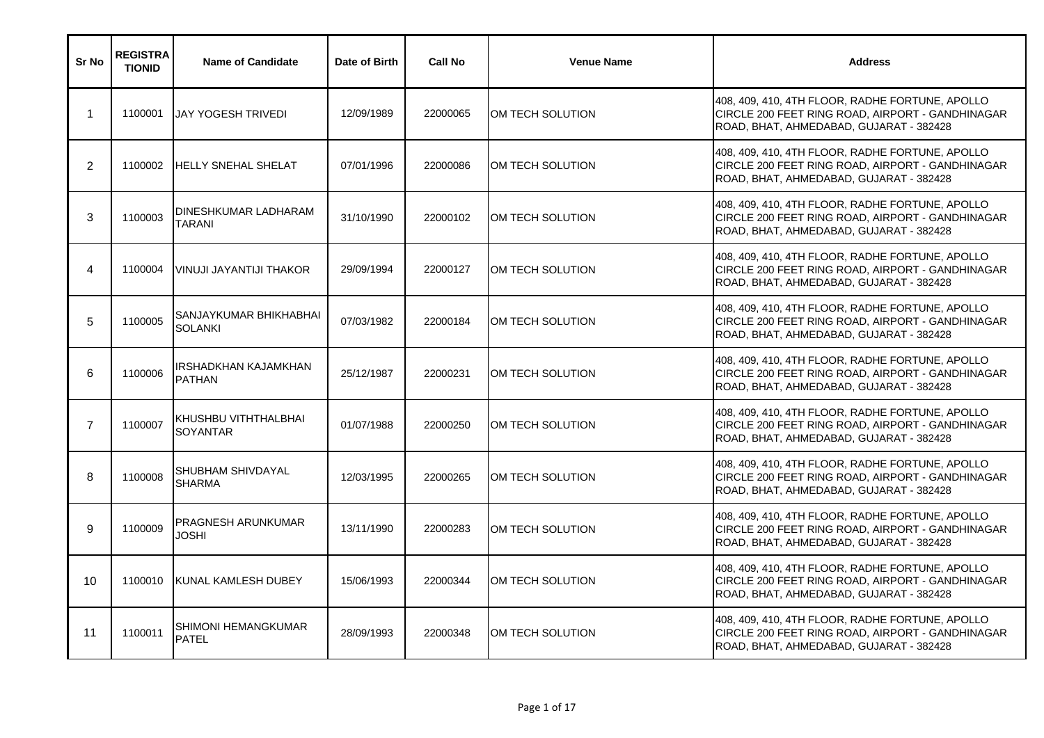| Sr No | REGISTRATIONID | Name of Candidate | Date of Birth | Call No | Venue Name | Address |
|---|---|---|---|---|---|---|
| 1 | 1100001 | JAY YOGESH TRIVEDI | 12/09/1989 | 22000065 | OM TECH SOLUTION | 408, 409, 410, 4TH FLOOR, RADHE FORTUNE, APOLLO CIRCLE 200 FEET RING ROAD, AIRPORT - GANDHINAGAR ROAD, BHAT, AHMEDABAD, GUJARAT - 382428 |
| 2 | 1100002 | HELLY SNEHAL SHELAT | 07/01/1996 | 22000086 | OM TECH SOLUTION | 408, 409, 410, 4TH FLOOR, RADHE FORTUNE, APOLLO CIRCLE 200 FEET RING ROAD, AIRPORT - GANDHINAGAR ROAD, BHAT, AHMEDABAD, GUJARAT - 382428 |
| 3 | 1100003 | DINESHKUMAR LADHARAM TARANI | 31/10/1990 | 22000102 | OM TECH SOLUTION | 408, 409, 410, 4TH FLOOR, RADHE FORTUNE, APOLLO CIRCLE 200 FEET RING ROAD, AIRPORT - GANDHINAGAR ROAD, BHAT, AHMEDABAD, GUJARAT - 382428 |
| 4 | 1100004 | VINUJI JAYANTIJI THAKOR | 29/09/1994 | 22000127 | OM TECH SOLUTION | 408, 409, 410, 4TH FLOOR, RADHE FORTUNE, APOLLO CIRCLE 200 FEET RING ROAD, AIRPORT - GANDHINAGAR ROAD, BHAT, AHMEDABAD, GUJARAT - 382428 |
| 5 | 1100005 | SANJAYKUMAR BHIKHABHAI SOLANKI | 07/03/1982 | 22000184 | OM TECH SOLUTION | 408, 409, 410, 4TH FLOOR, RADHE FORTUNE, APOLLO CIRCLE 200 FEET RING ROAD, AIRPORT - GANDHINAGAR ROAD, BHAT, AHMEDABAD, GUJARAT - 382428 |
| 6 | 1100006 | IRSHADKHAN KAJAMKHAN PATHAN | 25/12/1987 | 22000231 | OM TECH SOLUTION | 408, 409, 410, 4TH FLOOR, RADHE FORTUNE, APOLLO CIRCLE 200 FEET RING ROAD, AIRPORT - GANDHINAGAR ROAD, BHAT, AHMEDABAD, GUJARAT - 382428 |
| 7 | 1100007 | KHUSHBU VITHTHALBHAI SOYANTAR | 01/07/1988 | 22000250 | OM TECH SOLUTION | 408, 409, 410, 4TH FLOOR, RADHE FORTUNE, APOLLO CIRCLE 200 FEET RING ROAD, AIRPORT - GANDHINAGAR ROAD, BHAT, AHMEDABAD, GUJARAT - 382428 |
| 8 | 1100008 | SHUBHAM SHIVDAYAL SHARMA | 12/03/1995 | 22000265 | OM TECH SOLUTION | 408, 409, 410, 4TH FLOOR, RADHE FORTUNE, APOLLO CIRCLE 200 FEET RING ROAD, AIRPORT - GANDHINAGAR ROAD, BHAT, AHMEDABAD, GUJARAT - 382428 |
| 9 | 1100009 | PRAGNESH ARUNKUMAR JOSHI | 13/11/1990 | 22000283 | OM TECH SOLUTION | 408, 409, 410, 4TH FLOOR, RADHE FORTUNE, APOLLO CIRCLE 200 FEET RING ROAD, AIRPORT - GANDHINAGAR ROAD, BHAT, AHMEDABAD, GUJARAT - 382428 |
| 10 | 1100010 | KUNAL KAMLESH DUBEY | 15/06/1993 | 22000344 | OM TECH SOLUTION | 408, 409, 410, 4TH FLOOR, RADHE FORTUNE, APOLLO CIRCLE 200 FEET RING ROAD, AIRPORT - GANDHINAGAR ROAD, BHAT, AHMEDABAD, GUJARAT - 382428 |
| 11 | 1100011 | SHIMONI HEMANGKUMAR PATEL | 28/09/1993 | 22000348 | OM TECH SOLUTION | 408, 409, 410, 4TH FLOOR, RADHE FORTUNE, APOLLO CIRCLE 200 FEET RING ROAD, AIRPORT - GANDHINAGAR ROAD, BHAT, AHMEDABAD, GUJARAT - 382428 |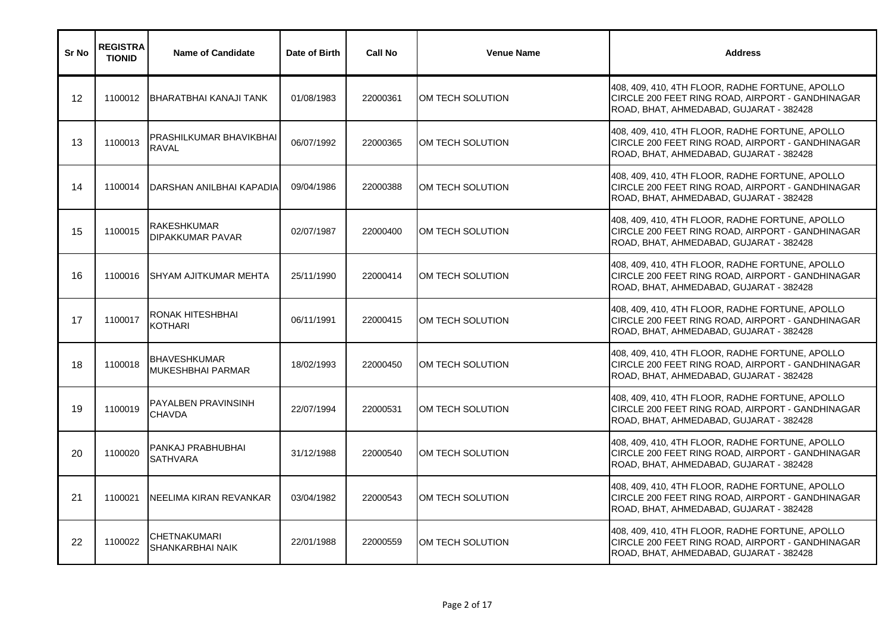| Sr No | REGISTRATIONID | Name of Candidate | Date of Birth | Call No | Venue Name | Address |
|---|---|---|---|---|---|---|
| 12 | 1100012 | BHARATBHAI KANAJI TANK | 01/08/1983 | 22000361 | OM TECH SOLUTION | 408, 409, 410, 4TH FLOOR, RADHE FORTUNE, APOLLO CIRCLE 200 FEET RING ROAD, AIRPORT - GANDHINAGAR ROAD, BHAT, AHMEDABAD, GUJARAT - 382428 |
| 13 | 1100013 | PRASHILKUMAR BHAVIKBHAI RAVAL | 06/07/1992 | 22000365 | OM TECH SOLUTION | 408, 409, 410, 4TH FLOOR, RADHE FORTUNE, APOLLO CIRCLE 200 FEET RING ROAD, AIRPORT - GANDHINAGAR ROAD, BHAT, AHMEDABAD, GUJARAT - 382428 |
| 14 | 1100014 | DARSHAN ANILBHAI KAPADIA | 09/04/1986 | 22000388 | OM TECH SOLUTION | 408, 409, 410, 4TH FLOOR, RADHE FORTUNE, APOLLO CIRCLE 200 FEET RING ROAD, AIRPORT - GANDHINAGAR ROAD, BHAT, AHMEDABAD, GUJARAT - 382428 |
| 15 | 1100015 | RAKESHKUMAR DIPAKKUMAR PAVAR | 02/07/1987 | 22000400 | OM TECH SOLUTION | 408, 409, 410, 4TH FLOOR, RADHE FORTUNE, APOLLO CIRCLE 200 FEET RING ROAD, AIRPORT - GANDHINAGAR ROAD, BHAT, AHMEDABAD, GUJARAT - 382428 |
| 16 | 1100016 | SHYAM AJITKUMAR MEHTA | 25/11/1990 | 22000414 | OM TECH SOLUTION | 408, 409, 410, 4TH FLOOR, RADHE FORTUNE, APOLLO CIRCLE 200 FEET RING ROAD, AIRPORT - GANDHINAGAR ROAD, BHAT, AHMEDABAD, GUJARAT - 382428 |
| 17 | 1100017 | RONAK HITESHBHAI KOTHARI | 06/11/1991 | 22000415 | OM TECH SOLUTION | 408, 409, 410, 4TH FLOOR, RADHE FORTUNE, APOLLO CIRCLE 200 FEET RING ROAD, AIRPORT - GANDHINAGAR ROAD, BHAT, AHMEDABAD, GUJARAT - 382428 |
| 18 | 1100018 | BHAVESHKUMAR MUKESHBHAI PARMAR | 18/02/1993 | 22000450 | OM TECH SOLUTION | 408, 409, 410, 4TH FLOOR, RADHE FORTUNE, APOLLO CIRCLE 200 FEET RING ROAD, AIRPORT - GANDHINAGAR ROAD, BHAT, AHMEDABAD, GUJARAT - 382428 |
| 19 | 1100019 | PAYALBEN PRAVINSINH CHAVDA | 22/07/1994 | 22000531 | OM TECH SOLUTION | 408, 409, 410, 4TH FLOOR, RADHE FORTUNE, APOLLO CIRCLE 200 FEET RING ROAD, AIRPORT - GANDHINAGAR ROAD, BHAT, AHMEDABAD, GUJARAT - 382428 |
| 20 | 1100020 | PANKAJ PRABHUBHAI SATHVARA | 31/12/1988 | 22000540 | OM TECH SOLUTION | 408, 409, 410, 4TH FLOOR, RADHE FORTUNE, APOLLO CIRCLE 200 FEET RING ROAD, AIRPORT - GANDHINAGAR ROAD, BHAT, AHMEDABAD, GUJARAT - 382428 |
| 21 | 1100021 | NEELIMA KIRAN REVANKAR | 03/04/1982 | 22000543 | OM TECH SOLUTION | 408, 409, 410, 4TH FLOOR, RADHE FORTUNE, APOLLO CIRCLE 200 FEET RING ROAD, AIRPORT - GANDHINAGAR ROAD, BHAT, AHMEDABAD, GUJARAT - 382428 |
| 22 | 1100022 | CHETNAKUMARI SHANKARBHAI NAIK | 22/01/1988 | 22000559 | OM TECH SOLUTION | 408, 409, 410, 4TH FLOOR, RADHE FORTUNE, APOLLO CIRCLE 200 FEET RING ROAD, AIRPORT - GANDHINAGAR ROAD, BHAT, AHMEDABAD, GUJARAT - 382428 |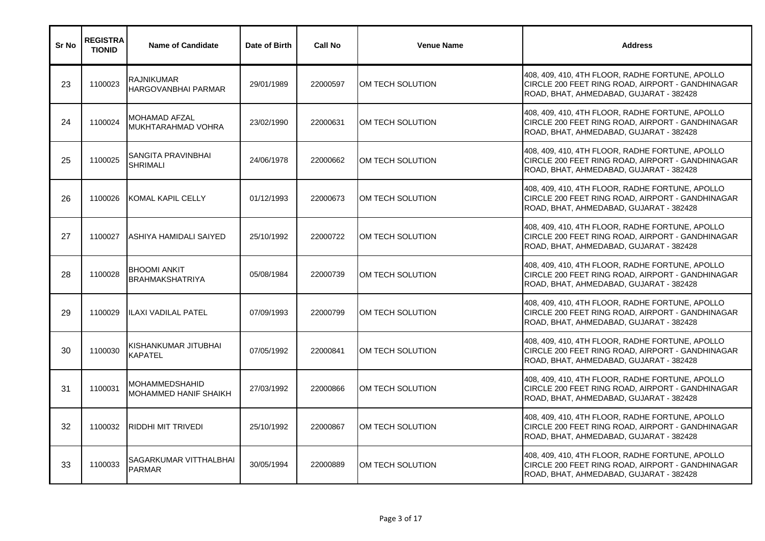| Sr No | REGISTRATIONID | Name of Candidate | Date of Birth | Call No | Venue Name | Address |
|---|---|---|---|---|---|---|
| 23 | 1100023 | RAJNIKUMAR HARGOVANBHAI PARMAR | 29/01/1989 | 22000597 | OM TECH SOLUTION | 408, 409, 410, 4TH FLOOR, RADHE FORTUNE, APOLLO CIRCLE 200 FEET RING ROAD, AIRPORT - GANDHINAGAR ROAD, BHAT, AHMEDABAD, GUJARAT - 382428 |
| 24 | 1100024 | MOHAMAD AFZAL MUKHTARAHMAD VOHRA | 23/02/1990 | 22000631 | OM TECH SOLUTION | 408, 409, 410, 4TH FLOOR, RADHE FORTUNE, APOLLO CIRCLE 200 FEET RING ROAD, AIRPORT - GANDHINAGAR ROAD, BHAT, AHMEDABAD, GUJARAT - 382428 |
| 25 | 1100025 | SANGITA PRAVINBHAI SHRIMALI | 24/06/1978 | 22000662 | OM TECH SOLUTION | 408, 409, 410, 4TH FLOOR, RADHE FORTUNE, APOLLO CIRCLE 200 FEET RING ROAD, AIRPORT - GANDHINAGAR ROAD, BHAT, AHMEDABAD, GUJARAT - 382428 |
| 26 | 1100026 | KOMAL KAPIL CELLY | 01/12/1993 | 22000673 | OM TECH SOLUTION | 408, 409, 410, 4TH FLOOR, RADHE FORTUNE, APOLLO CIRCLE 200 FEET RING ROAD, AIRPORT - GANDHINAGAR ROAD, BHAT, AHMEDABAD, GUJARAT - 382428 |
| 27 | 1100027 | ASHIYA HAMIDALI SAIYED | 25/10/1992 | 22000722 | OM TECH SOLUTION | 408, 409, 410, 4TH FLOOR, RADHE FORTUNE, APOLLO CIRCLE 200 FEET RING ROAD, AIRPORT - GANDHINAGAR ROAD, BHAT, AHMEDABAD, GUJARAT - 382428 |
| 28 | 1100028 | BHOOMI ANKIT BRAHMAKSHATRIYA | 05/08/1984 | 22000739 | OM TECH SOLUTION | 408, 409, 410, 4TH FLOOR, RADHE FORTUNE, APOLLO CIRCLE 200 FEET RING ROAD, AIRPORT - GANDHINAGAR ROAD, BHAT, AHMEDABAD, GUJARAT - 382428 |
| 29 | 1100029 | ILAXI VADILAL PATEL | 07/09/1993 | 22000799 | OM TECH SOLUTION | 408, 409, 410, 4TH FLOOR, RADHE FORTUNE, APOLLO CIRCLE 200 FEET RING ROAD, AIRPORT - GANDHINAGAR ROAD, BHAT, AHMEDABAD, GUJARAT - 382428 |
| 30 | 1100030 | KISHANKUMAR JITUBHAI KAPATEL | 07/05/1992 | 22000841 | OM TECH SOLUTION | 408, 409, 410, 4TH FLOOR, RADHE FORTUNE, APOLLO CIRCLE 200 FEET RING ROAD, AIRPORT - GANDHINAGAR ROAD, BHAT, AHMEDABAD, GUJARAT - 382428 |
| 31 | 1100031 | MOHAMMEDSHAHID MOHAMMED HANIF SHAIKH | 27/03/1992 | 22000866 | OM TECH SOLUTION | 408, 409, 410, 4TH FLOOR, RADHE FORTUNE, APOLLO CIRCLE 200 FEET RING ROAD, AIRPORT - GANDHINAGAR ROAD, BHAT, AHMEDABAD, GUJARAT - 382428 |
| 32 | 1100032 | RIDDHI MIT TRIVEDI | 25/10/1992 | 22000867 | OM TECH SOLUTION | 408, 409, 410, 4TH FLOOR, RADHE FORTUNE, APOLLO CIRCLE 200 FEET RING ROAD, AIRPORT - GANDHINAGAR ROAD, BHAT, AHMEDABAD, GUJARAT - 382428 |
| 33 | 1100033 | SAGARKUMAR VITTHALBHAI PARMAR | 30/05/1994 | 22000889 | OM TECH SOLUTION | 408, 409, 410, 4TH FLOOR, RADHE FORTUNE, APOLLO CIRCLE 200 FEET RING ROAD, AIRPORT - GANDHINAGAR ROAD, BHAT, AHMEDABAD, GUJARAT - 382428 |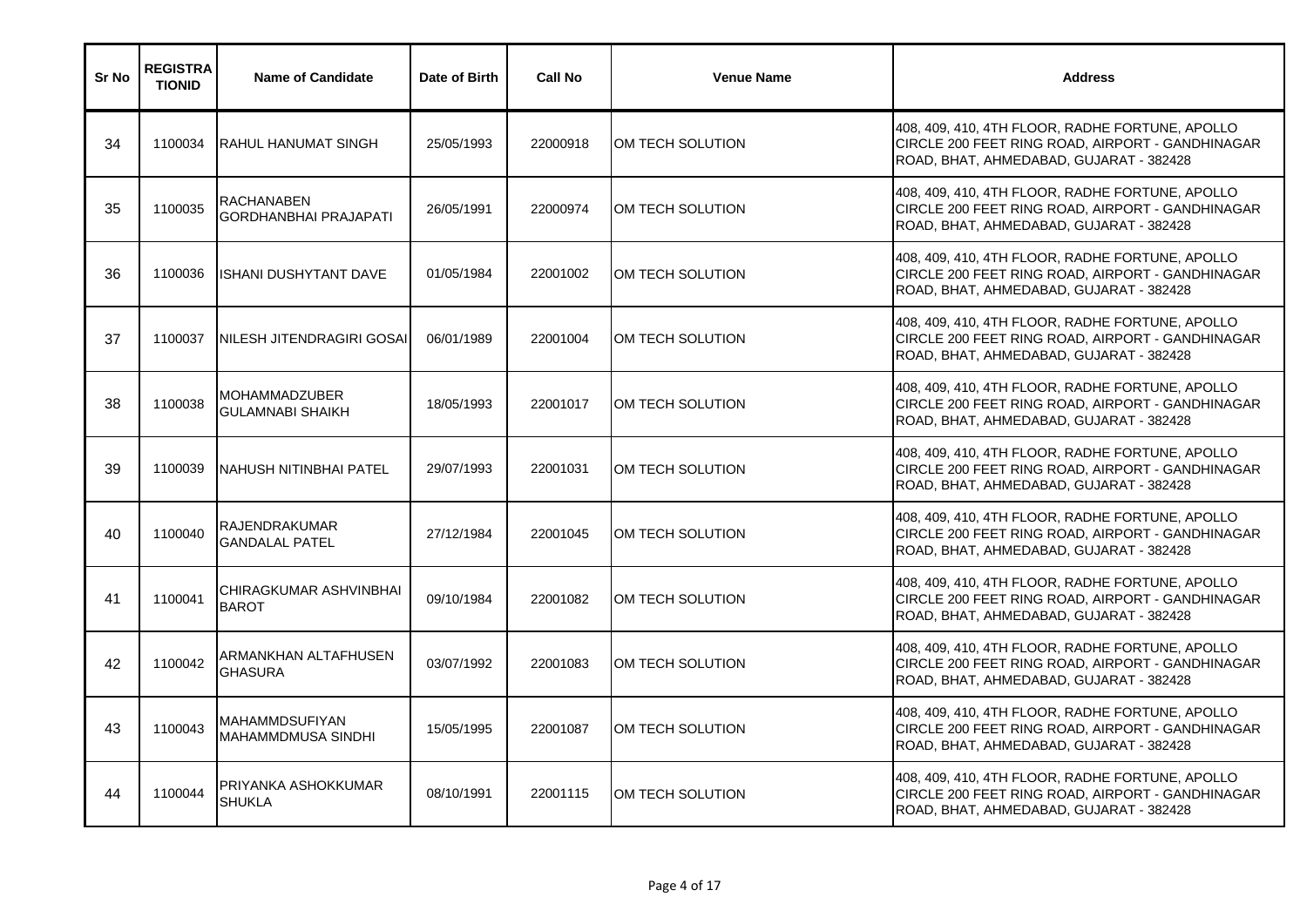| Sr No | REGISTRATIONID | Name of Candidate | Date of Birth | Call No | Venue Name | Address |
|---|---|---|---|---|---|---|
| 34 | 1100034 | RAHUL HANUMAT SINGH | 25/05/1993 | 22000918 | OM TECH SOLUTION | 408, 409, 410, 4TH FLOOR, RADHE FORTUNE, APOLLO CIRCLE 200 FEET RING ROAD, AIRPORT - GANDHINAGAR ROAD, BHAT, AHMEDABAD, GUJARAT - 382428 |
| 35 | 1100035 | RACHANABEN GORDHANBHAI PRAJAPATI | 26/05/1991 | 22000974 | OM TECH SOLUTION | 408, 409, 410, 4TH FLOOR, RADHE FORTUNE, APOLLO CIRCLE 200 FEET RING ROAD, AIRPORT - GANDHINAGAR ROAD, BHAT, AHMEDABAD, GUJARAT - 382428 |
| 36 | 1100036 | ISHANI DUSHYTANT DAVE | 01/05/1984 | 22001002 | OM TECH SOLUTION | 408, 409, 410, 4TH FLOOR, RADHE FORTUNE, APOLLO CIRCLE 200 FEET RING ROAD, AIRPORT - GANDHINAGAR ROAD, BHAT, AHMEDABAD, GUJARAT - 382428 |
| 37 | 1100037 | NILESH JITENDRAGIRI GOSAI | 06/01/1989 | 22001004 | OM TECH SOLUTION | 408, 409, 410, 4TH FLOOR, RADHE FORTUNE, APOLLO CIRCLE 200 FEET RING ROAD, AIRPORT - GANDHINAGAR ROAD, BHAT, AHMEDABAD, GUJARAT - 382428 |
| 38 | 1100038 | MOHAMMADZUBER GULAMNABI SHAIKH | 18/05/1993 | 22001017 | OM TECH SOLUTION | 408, 409, 410, 4TH FLOOR, RADHE FORTUNE, APOLLO CIRCLE 200 FEET RING ROAD, AIRPORT - GANDHINAGAR ROAD, BHAT, AHMEDABAD, GUJARAT - 382428 |
| 39 | 1100039 | NAHUSH NITINBHAI PATEL | 29/07/1993 | 22001031 | OM TECH SOLUTION | 408, 409, 410, 4TH FLOOR, RADHE FORTUNE, APOLLO CIRCLE 200 FEET RING ROAD, AIRPORT - GANDHINAGAR ROAD, BHAT, AHMEDABAD, GUJARAT - 382428 |
| 40 | 1100040 | RAJENDRAKUMAR GANDALAL PATEL | 27/12/1984 | 22001045 | OM TECH SOLUTION | 408, 409, 410, 4TH FLOOR, RADHE FORTUNE, APOLLO CIRCLE 200 FEET RING ROAD, AIRPORT - GANDHINAGAR ROAD, BHAT, AHMEDABAD, GUJARAT - 382428 |
| 41 | 1100041 | CHIRAGKUMAR ASHVINBHAI BAROT | 09/10/1984 | 22001082 | OM TECH SOLUTION | 408, 409, 410, 4TH FLOOR, RADHE FORTUNE, APOLLO CIRCLE 200 FEET RING ROAD, AIRPORT - GANDHINAGAR ROAD, BHAT, AHMEDABAD, GUJARAT - 382428 |
| 42 | 1100042 | ARMANKHAN ALTAFHUSEN GHASURA | 03/07/1992 | 22001083 | OM TECH SOLUTION | 408, 409, 410, 4TH FLOOR, RADHE FORTUNE, APOLLO CIRCLE 200 FEET RING ROAD, AIRPORT - GANDHINAGAR ROAD, BHAT, AHMEDABAD, GUJARAT - 382428 |
| 43 | 1100043 | MAHAMMDSUFIYAN MAHAMMDMUSA SINDHI | 15/05/1995 | 22001087 | OM TECH SOLUTION | 408, 409, 410, 4TH FLOOR, RADHE FORTUNE, APOLLO CIRCLE 200 FEET RING ROAD, AIRPORT - GANDHINAGAR ROAD, BHAT, AHMEDABAD, GUJARAT - 382428 |
| 44 | 1100044 | PRIYANKA ASHOKKUMAR SHUKLA | 08/10/1991 | 22001115 | OM TECH SOLUTION | 408, 409, 410, 4TH FLOOR, RADHE FORTUNE, APOLLO CIRCLE 200 FEET RING ROAD, AIRPORT - GANDHINAGAR ROAD, BHAT, AHMEDABAD, GUJARAT - 382428 |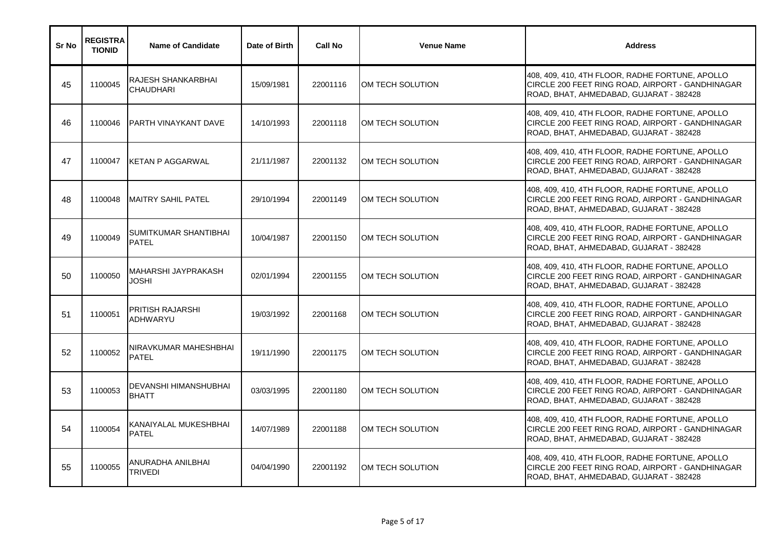| Sr No | REGISTRATIONID | Name of Candidate | Date of Birth | Call No | Venue Name | Address |
|---|---|---|---|---|---|---|
| 45 | 1100045 | RAJESH SHANKARBHAI CHAUDHARI | 15/09/1981 | 22001116 | OM TECH SOLUTION | 408, 409, 410, 4TH FLOOR, RADHE FORTUNE, APOLLO CIRCLE 200 FEET RING ROAD, AIRPORT - GANDHINAGAR ROAD, BHAT, AHMEDABAD, GUJARAT - 382428 |
| 46 | 1100046 | PARTH VINAYKANT DAVE | 14/10/1993 | 22001118 | OM TECH SOLUTION | 408, 409, 410, 4TH FLOOR, RADHE FORTUNE, APOLLO CIRCLE 200 FEET RING ROAD, AIRPORT - GANDHINAGAR ROAD, BHAT, AHMEDABAD, GUJARAT - 382428 |
| 47 | 1100047 | KETAN P AGGARWAL | 21/11/1987 | 22001132 | OM TECH SOLUTION | 408, 409, 410, 4TH FLOOR, RADHE FORTUNE, APOLLO CIRCLE 200 FEET RING ROAD, AIRPORT - GANDHINAGAR ROAD, BHAT, AHMEDABAD, GUJARAT - 382428 |
| 48 | 1100048 | MAITRY SAHIL PATEL | 29/10/1994 | 22001149 | OM TECH SOLUTION | 408, 409, 410, 4TH FLOOR, RADHE FORTUNE, APOLLO CIRCLE 200 FEET RING ROAD, AIRPORT - GANDHINAGAR ROAD, BHAT, AHMEDABAD, GUJARAT - 382428 |
| 49 | 1100049 | SUMITKUMAR SHANTIBHAI PATEL | 10/04/1987 | 22001150 | OM TECH SOLUTION | 408, 409, 410, 4TH FLOOR, RADHE FORTUNE, APOLLO CIRCLE 200 FEET RING ROAD, AIRPORT - GANDHINAGAR ROAD, BHAT, AHMEDABAD, GUJARAT - 382428 |
| 50 | 1100050 | MAHARSHI JAYPRAKASH JOSHI | 02/01/1994 | 22001155 | OM TECH SOLUTION | 408, 409, 410, 4TH FLOOR, RADHE FORTUNE, APOLLO CIRCLE 200 FEET RING ROAD, AIRPORT - GANDHINAGAR ROAD, BHAT, AHMEDABAD, GUJARAT - 382428 |
| 51 | 1100051 | PRITISH RAJARSHI ADHWARYU | 19/03/1992 | 22001168 | OM TECH SOLUTION | 408, 409, 410, 4TH FLOOR, RADHE FORTUNE, APOLLO CIRCLE 200 FEET RING ROAD, AIRPORT - GANDHINAGAR ROAD, BHAT, AHMEDABAD, GUJARAT - 382428 |
| 52 | 1100052 | NIRAVKUMAR MAHESHBHAI PATEL | 19/11/1990 | 22001175 | OM TECH SOLUTION | 408, 409, 410, 4TH FLOOR, RADHE FORTUNE, APOLLO CIRCLE 200 FEET RING ROAD, AIRPORT - GANDHINAGAR ROAD, BHAT, AHMEDABAD, GUJARAT - 382428 |
| 53 | 1100053 | DEVANSHI HIMANSHUBHAI BHATT | 03/03/1995 | 22001180 | OM TECH SOLUTION | 408, 409, 410, 4TH FLOOR, RADHE FORTUNE, APOLLO CIRCLE 200 FEET RING ROAD, AIRPORT - GANDHINAGAR ROAD, BHAT, AHMEDABAD, GUJARAT - 382428 |
| 54 | 1100054 | KANAIYALAL MUKESHBHAI PATEL | 14/07/1989 | 22001188 | OM TECH SOLUTION | 408, 409, 410, 4TH FLOOR, RADHE FORTUNE, APOLLO CIRCLE 200 FEET RING ROAD, AIRPORT - GANDHINAGAR ROAD, BHAT, AHMEDABAD, GUJARAT - 382428 |
| 55 | 1100055 | ANURADHA ANILBHAI TRIVEDI | 04/04/1990 | 22001192 | OM TECH SOLUTION | 408, 409, 410, 4TH FLOOR, RADHE FORTUNE, APOLLO CIRCLE 200 FEET RING ROAD, AIRPORT - GANDHINAGAR ROAD, BHAT, AHMEDABAD, GUJARAT - 382428 |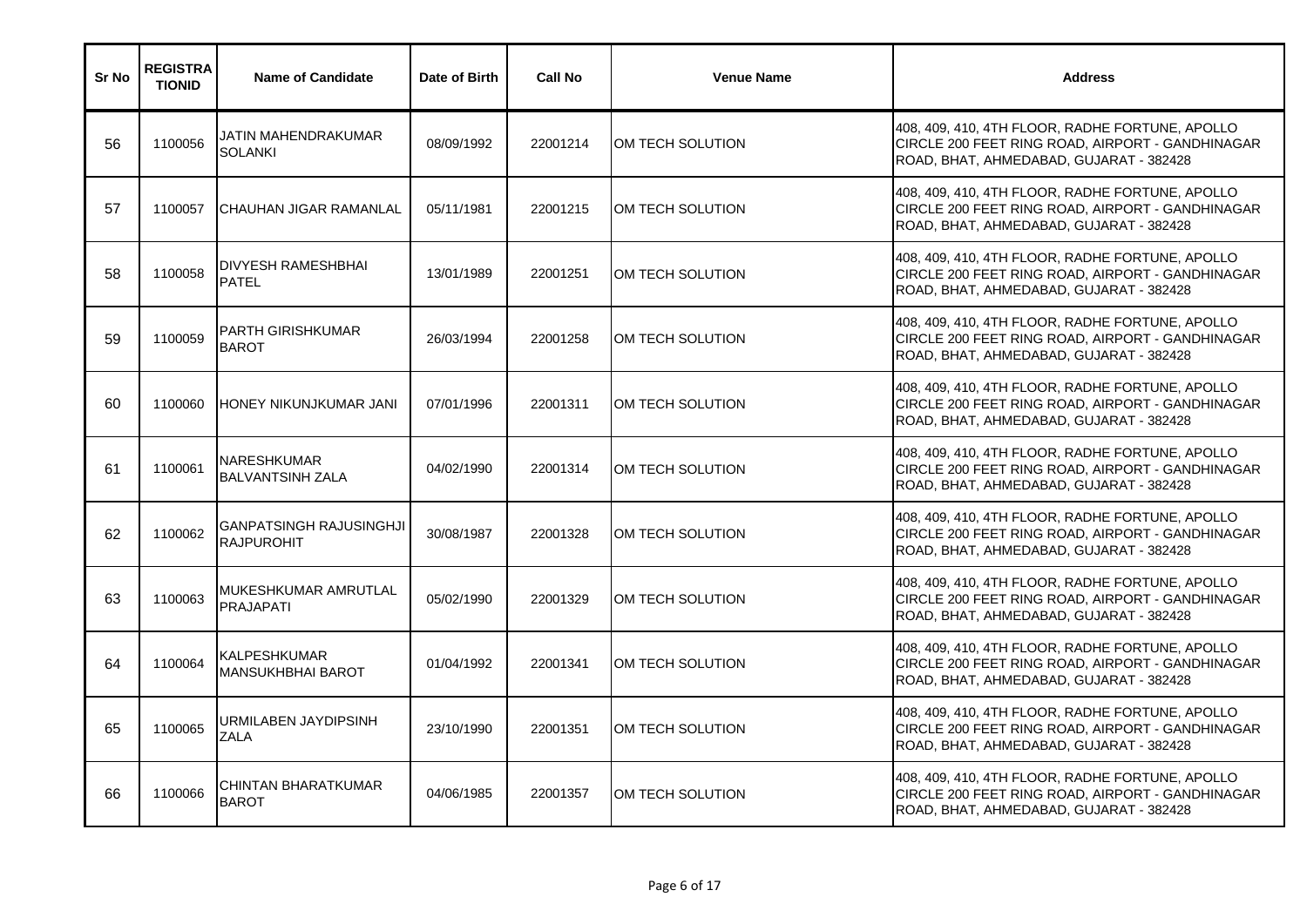| Sr No | REGISTRATIONID | Name of Candidate | Date of Birth | Call No | Venue Name | Address |
|---|---|---|---|---|---|---|
| 56 | 1100056 | JATIN MAHENDRAKUMAR SOLANKI | 08/09/1992 | 22001214 | OM TECH SOLUTION | 408, 409, 410, 4TH FLOOR, RADHE FORTUNE, APOLLO CIRCLE 200 FEET RING ROAD, AIRPORT - GANDHINAGAR ROAD, BHAT, AHMEDABAD, GUJARAT - 382428 |
| 57 | 1100057 | CHAUHAN JIGAR RAMANLAL | 05/11/1981 | 22001215 | OM TECH SOLUTION | 408, 409, 410, 4TH FLOOR, RADHE FORTUNE, APOLLO CIRCLE 200 FEET RING ROAD, AIRPORT - GANDHINAGAR ROAD, BHAT, AHMEDABAD, GUJARAT - 382428 |
| 58 | 1100058 | DIVYESH RAMESHBHAI PATEL | 13/01/1989 | 22001251 | OM TECH SOLUTION | 408, 409, 410, 4TH FLOOR, RADHE FORTUNE, APOLLO CIRCLE 200 FEET RING ROAD, AIRPORT - GANDHINAGAR ROAD, BHAT, AHMEDABAD, GUJARAT - 382428 |
| 59 | 1100059 | PARTH GIRISHKUMAR BAROT | 26/03/1994 | 22001258 | OM TECH SOLUTION | 408, 409, 410, 4TH FLOOR, RADHE FORTUNE, APOLLO CIRCLE 200 FEET RING ROAD, AIRPORT - GANDHINAGAR ROAD, BHAT, AHMEDABAD, GUJARAT - 382428 |
| 60 | 1100060 | HONEY NIKUNJKUMAR JANI | 07/01/1996 | 22001311 | OM TECH SOLUTION | 408, 409, 410, 4TH FLOOR, RADHE FORTUNE, APOLLO CIRCLE 200 FEET RING ROAD, AIRPORT - GANDHINAGAR ROAD, BHAT, AHMEDABAD, GUJARAT - 382428 |
| 61 | 1100061 | NARESHKUMAR BALVANTSINH ZALA | 04/02/1990 | 22001314 | OM TECH SOLUTION | 408, 409, 410, 4TH FLOOR, RADHE FORTUNE, APOLLO CIRCLE 200 FEET RING ROAD, AIRPORT - GANDHINAGAR ROAD, BHAT, AHMEDABAD, GUJARAT - 382428 |
| 62 | 1100062 | GANPATSINGH RAJUSINGHJI RAJPUROHIT | 30/08/1987 | 22001328 | OM TECH SOLUTION | 408, 409, 410, 4TH FLOOR, RADHE FORTUNE, APOLLO CIRCLE 200 FEET RING ROAD, AIRPORT - GANDHINAGAR ROAD, BHAT, AHMEDABAD, GUJARAT - 382428 |
| 63 | 1100063 | MUKESHKUMAR AMRUTLAL PRAJAPATI | 05/02/1990 | 22001329 | OM TECH SOLUTION | 408, 409, 410, 4TH FLOOR, RADHE FORTUNE, APOLLO CIRCLE 200 FEET RING ROAD, AIRPORT - GANDHINAGAR ROAD, BHAT, AHMEDABAD, GUJARAT - 382428 |
| 64 | 1100064 | KALPESHKUMAR MANSUKHBHAI BAROT | 01/04/1992 | 22001341 | OM TECH SOLUTION | 408, 409, 410, 4TH FLOOR, RADHE FORTUNE, APOLLO CIRCLE 200 FEET RING ROAD, AIRPORT - GANDHINAGAR ROAD, BHAT, AHMEDABAD, GUJARAT - 382428 |
| 65 | 1100065 | URMILABEN JAYDIPSINH ZALA | 23/10/1990 | 22001351 | OM TECH SOLUTION | 408, 409, 410, 4TH FLOOR, RADHE FORTUNE, APOLLO CIRCLE 200 FEET RING ROAD, AIRPORT - GANDHINAGAR ROAD, BHAT, AHMEDABAD, GUJARAT - 382428 |
| 66 | 1100066 | CHINTAN BHARATKUMAR BAROT | 04/06/1985 | 22001357 | OM TECH SOLUTION | 408, 409, 410, 4TH FLOOR, RADHE FORTUNE, APOLLO CIRCLE 200 FEET RING ROAD, AIRPORT - GANDHINAGAR ROAD, BHAT, AHMEDABAD, GUJARAT - 382428 |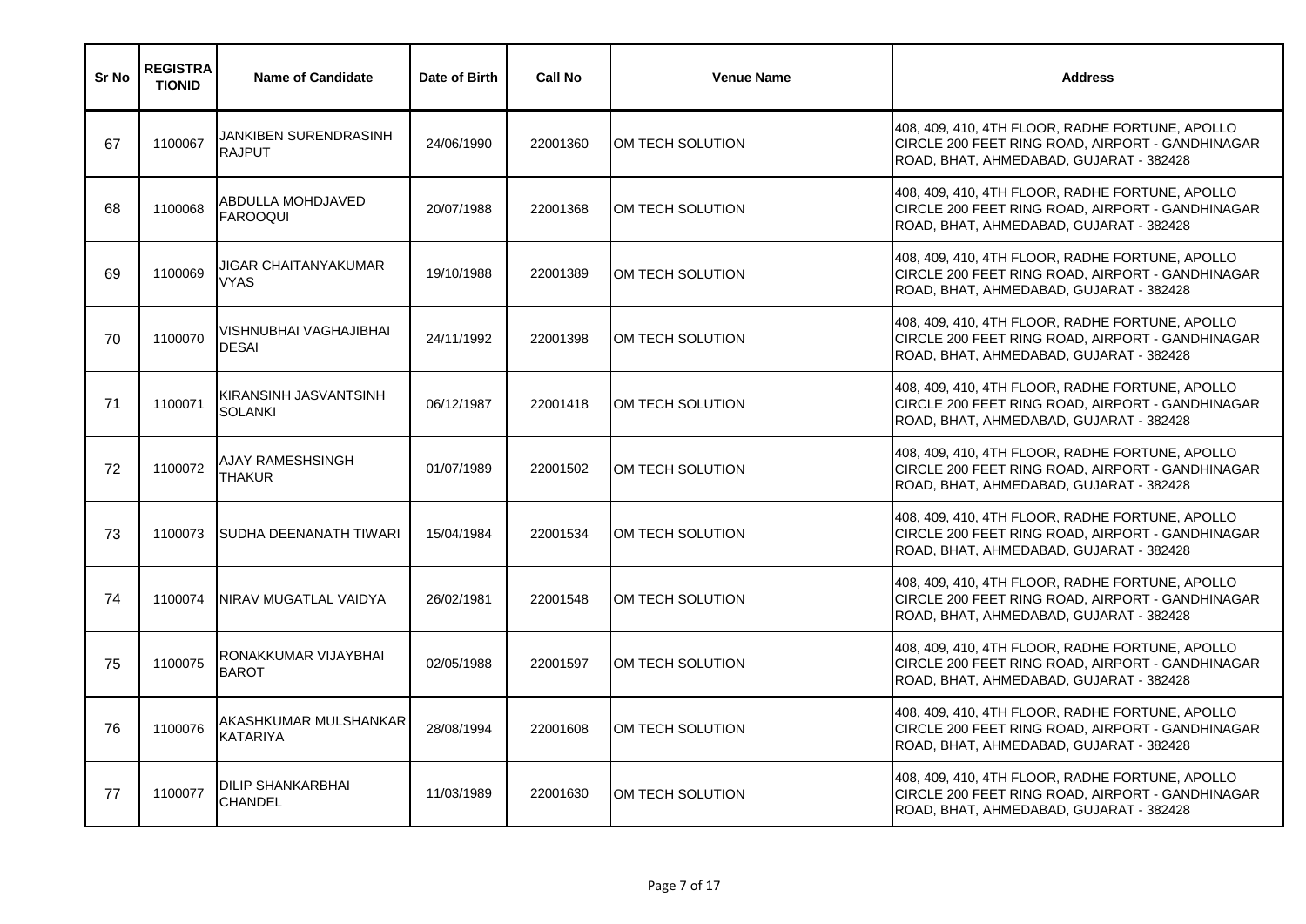| Sr No | REGISTRATIONID | Name of Candidate | Date of Birth | Call No | Venue Name | Address |
|---|---|---|---|---|---|---|
| 67 | 1100067 | JANKIBEN SURENDRASINH RAJPUT | 24/06/1990 | 22001360 | OM TECH SOLUTION | 408, 409, 410, 4TH FLOOR, RADHE FORTUNE, APOLLO CIRCLE 200 FEET RING ROAD, AIRPORT - GANDHINAGAR ROAD, BHAT, AHMEDABAD, GUJARAT - 382428 |
| 68 | 1100068 | ABDULLA MOHDJAVED FAROOQUI | 20/07/1988 | 22001368 | OM TECH SOLUTION | 408, 409, 410, 4TH FLOOR, RADHE FORTUNE, APOLLO CIRCLE 200 FEET RING ROAD, AIRPORT - GANDHINAGAR ROAD, BHAT, AHMEDABAD, GUJARAT - 382428 |
| 69 | 1100069 | JIGAR CHAITANYAKUMAR VYAS | 19/10/1988 | 22001389 | OM TECH SOLUTION | 408, 409, 410, 4TH FLOOR, RADHE FORTUNE, APOLLO CIRCLE 200 FEET RING ROAD, AIRPORT - GANDHINAGAR ROAD, BHAT, AHMEDABAD, GUJARAT - 382428 |
| 70 | 1100070 | VISHNUBHAI VAGHAJIBHAI DESAI | 24/11/1992 | 22001398 | OM TECH SOLUTION | 408, 409, 410, 4TH FLOOR, RADHE FORTUNE, APOLLO CIRCLE 200 FEET RING ROAD, AIRPORT - GANDHINAGAR ROAD, BHAT, AHMEDABAD, GUJARAT - 382428 |
| 71 | 1100071 | KIRANSINH JASVANTSINH SOLANKI | 06/12/1987 | 22001418 | OM TECH SOLUTION | 408, 409, 410, 4TH FLOOR, RADHE FORTUNE, APOLLO CIRCLE 200 FEET RING ROAD, AIRPORT - GANDHINAGAR ROAD, BHAT, AHMEDABAD, GUJARAT - 382428 |
| 72 | 1100072 | AJAY RAMESHSINGH THAKUR | 01/07/1989 | 22001502 | OM TECH SOLUTION | 408, 409, 410, 4TH FLOOR, RADHE FORTUNE, APOLLO CIRCLE 200 FEET RING ROAD, AIRPORT - GANDHINAGAR ROAD, BHAT, AHMEDABAD, GUJARAT - 382428 |
| 73 | 1100073 | SUDHA DEENANATH TIWARI | 15/04/1984 | 22001534 | OM TECH SOLUTION | 408, 409, 410, 4TH FLOOR, RADHE FORTUNE, APOLLO CIRCLE 200 FEET RING ROAD, AIRPORT - GANDHINAGAR ROAD, BHAT, AHMEDABAD, GUJARAT - 382428 |
| 74 | 1100074 | NIRAV MUGATLAL VAIDYA | 26/02/1981 | 22001548 | OM TECH SOLUTION | 408, 409, 410, 4TH FLOOR, RADHE FORTUNE, APOLLO CIRCLE 200 FEET RING ROAD, AIRPORT - GANDHINAGAR ROAD, BHAT, AHMEDABAD, GUJARAT - 382428 |
| 75 | 1100075 | RONAKKUMAR VIJAYBHAI BAROT | 02/05/1988 | 22001597 | OM TECH SOLUTION | 408, 409, 410, 4TH FLOOR, RADHE FORTUNE, APOLLO CIRCLE 200 FEET RING ROAD, AIRPORT - GANDHINAGAR ROAD, BHAT, AHMEDABAD, GUJARAT - 382428 |
| 76 | 1100076 | AKASHKUMAR MULSHANKAR KATARIYA | 28/08/1994 | 22001608 | OM TECH SOLUTION | 408, 409, 410, 4TH FLOOR, RADHE FORTUNE, APOLLO CIRCLE 200 FEET RING ROAD, AIRPORT - GANDHINAGAR ROAD, BHAT, AHMEDABAD, GUJARAT - 382428 |
| 77 | 1100077 | DILIP SHANKARBHAI CHANDEL | 11/03/1989 | 22001630 | OM TECH SOLUTION | 408, 409, 410, 4TH FLOOR, RADHE FORTUNE, APOLLO CIRCLE 200 FEET RING ROAD, AIRPORT - GANDHINAGAR ROAD, BHAT, AHMEDABAD, GUJARAT - 382428 |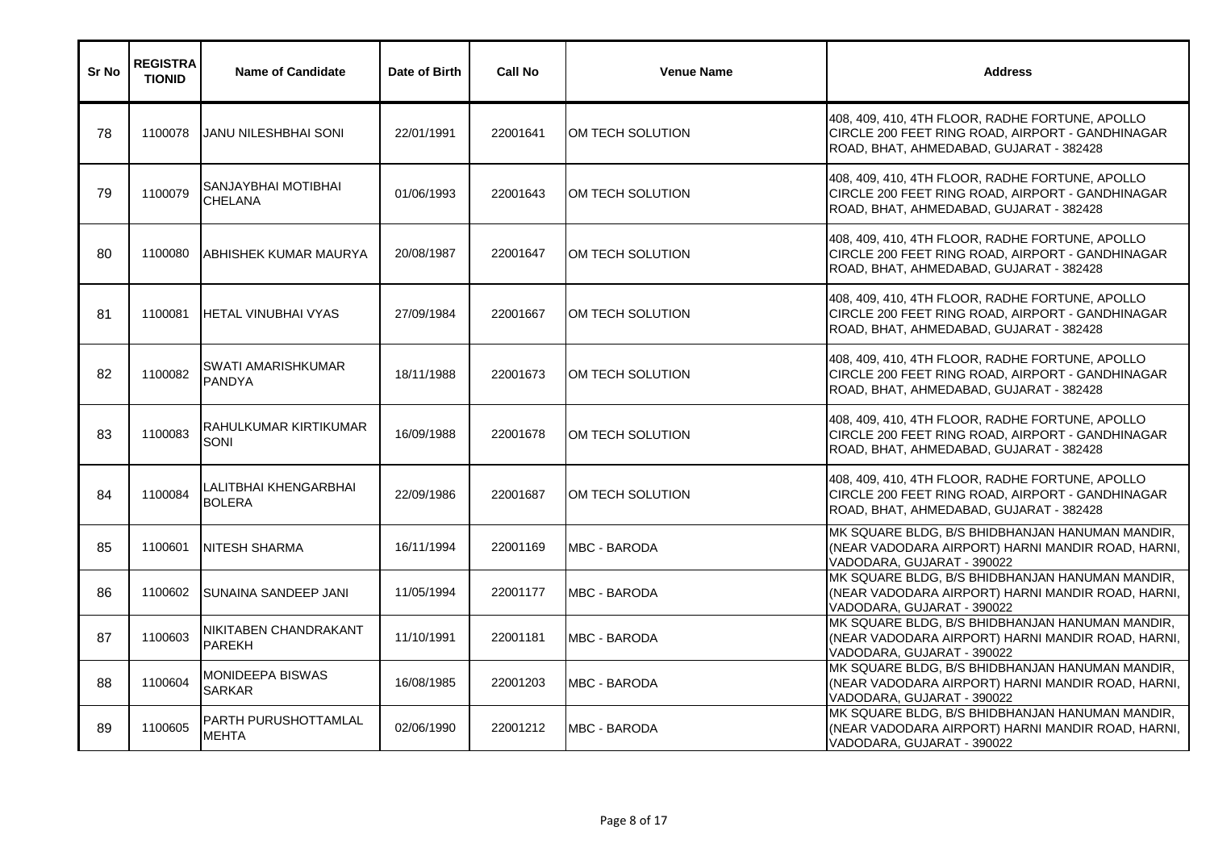| Sr No | REGISTRATIONID | Name of Candidate | Date of Birth | Call No | Venue Name | Address |
|---|---|---|---|---|---|---|
| 78 | 1100078 | JANU NILESHBHAI SONI | 22/01/1991 | 22001641 | OM TECH SOLUTION | 408, 409, 410, 4TH FLOOR, RADHE FORTUNE, APOLLO CIRCLE 200 FEET RING ROAD, AIRPORT - GANDHINAGAR ROAD, BHAT, AHMEDABAD, GUJARAT - 382428 |
| 79 | 1100079 | SANJAYBHAI MOTIBHAI CHELANA | 01/06/1993 | 22001643 | OM TECH SOLUTION | 408, 409, 410, 4TH FLOOR, RADHE FORTUNE, APOLLO CIRCLE 200 FEET RING ROAD, AIRPORT - GANDHINAGAR ROAD, BHAT, AHMEDABAD, GUJARAT - 382428 |
| 80 | 1100080 | ABHISHEK KUMAR MAURYA | 20/08/1987 | 22001647 | OM TECH SOLUTION | 408, 409, 410, 4TH FLOOR, RADHE FORTUNE, APOLLO CIRCLE 200 FEET RING ROAD, AIRPORT - GANDHINAGAR ROAD, BHAT, AHMEDABAD, GUJARAT - 382428 |
| 81 | 1100081 | HETAL VINUBHAI VYAS | 27/09/1984 | 22001667 | OM TECH SOLUTION | 408, 409, 410, 4TH FLOOR, RADHE FORTUNE, APOLLO CIRCLE 200 FEET RING ROAD, AIRPORT - GANDHINAGAR ROAD, BHAT, AHMEDABAD, GUJARAT - 382428 |
| 82 | 1100082 | SWATI AMARISHKUMAR PANDYA | 18/11/1988 | 22001673 | OM TECH SOLUTION | 408, 409, 410, 4TH FLOOR, RADHE FORTUNE, APOLLO CIRCLE 200 FEET RING ROAD, AIRPORT - GANDHINAGAR ROAD, BHAT, AHMEDABAD, GUJARAT - 382428 |
| 83 | 1100083 | RAHULKUMAR KIRTIKUMAR SONI | 16/09/1988 | 22001678 | OM TECH SOLUTION | 408, 409, 410, 4TH FLOOR, RADHE FORTUNE, APOLLO CIRCLE 200 FEET RING ROAD, AIRPORT - GANDHINAGAR ROAD, BHAT, AHMEDABAD, GUJARAT - 382428 |
| 84 | 1100084 | LALITBHAI KHENGARBHAI BOLERA | 22/09/1986 | 22001687 | OM TECH SOLUTION | 408, 409, 410, 4TH FLOOR, RADHE FORTUNE, APOLLO CIRCLE 200 FEET RING ROAD, AIRPORT - GANDHINAGAR ROAD, BHAT, AHMEDABAD, GUJARAT - 382428 |
| 85 | 1100601 | NITESH SHARMA | 16/11/1994 | 22001169 | MBC - BARODA | MK SQUARE BLDG, B/S BHIDBHANJAN HANUMAN MANDIR, (NEAR VADODARA AIRPORT) HARNI MANDIR ROAD, HARNI, VADODARA, GUJARAT - 390022 |
| 86 | 1100602 | SUNAINA SANDEEP JANI | 11/05/1994 | 22001177 | MBC - BARODA | MK SQUARE BLDG, B/S BHIDBHANJAN HANUMAN MANDIR, (NEAR VADODARA AIRPORT) HARNI MANDIR ROAD, HARNI, VADODARA, GUJARAT - 390022 |
| 87 | 1100603 | NIKITABEN CHANDRAKANT PAREKH | 11/10/1991 | 22001181 | MBC - BARODA | MK SQUARE BLDG, B/S BHIDBHANJAN HANUMAN MANDIR, (NEAR VADODARA AIRPORT) HARNI MANDIR ROAD, HARNI, VADODARA, GUJARAT - 390022 |
| 88 | 1100604 | MONIDEEPA BISWAS SARKAR | 16/08/1985 | 22001203 | MBC - BARODA | MK SQUARE BLDG, B/S BHIDBHANJAN HANUMAN MANDIR, (NEAR VADODARA AIRPORT) HARNI MANDIR ROAD, HARNI, VADODARA, GUJARAT - 390022 |
| 89 | 1100605 | PARTH PURUSHOTTAMLAL MEHTA | 02/06/1990 | 22001212 | MBC - BARODA | MK SQUARE BLDG, B/S BHIDBHANJAN HANUMAN MANDIR, (NEAR VADODARA AIRPORT) HARNI MANDIR ROAD, HARNI, VADODARA, GUJARAT - 390022 |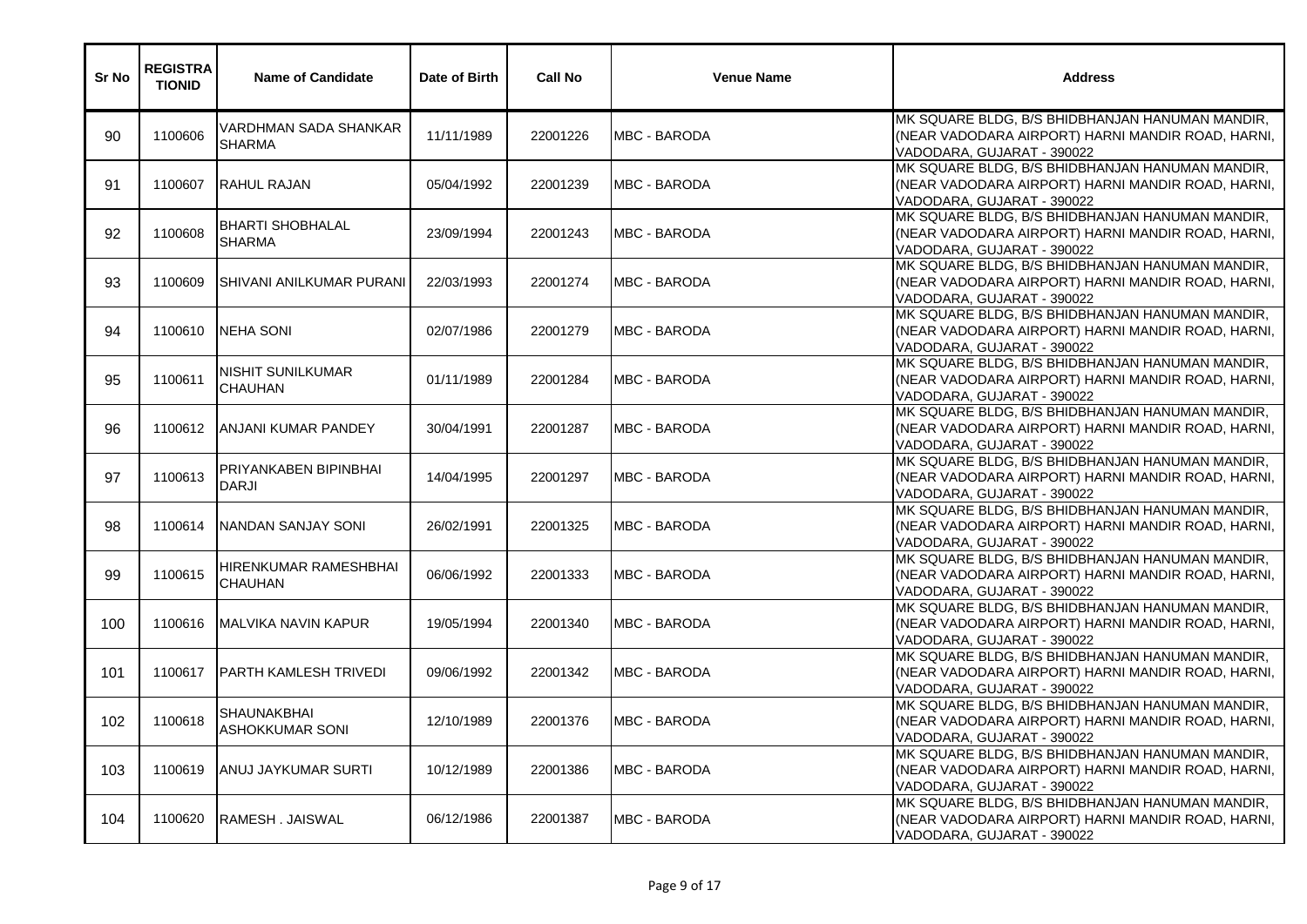| Sr No | REGISTRATIONID | Name of Candidate | Date of Birth | Call No | Venue Name | Address |
|---|---|---|---|---|---|---|
| 90 | 1100606 | VARDHMAN SADA SHANKAR SHARMA | 11/11/1989 | 22001226 | MBC - BARODA | MK SQUARE BLDG, B/S BHIDBHANJAN HANUMAN MANDIR, (NEAR VADODARA AIRPORT) HARNI MANDIR ROAD, HARNI, VADODARA, GUJARAT - 390022 |
| 91 | 1100607 | RAHUL RAJAN | 05/04/1992 | 22001239 | MBC - BARODA | MK SQUARE BLDG, B/S BHIDBHANJAN HANUMAN MANDIR, (NEAR VADODARA AIRPORT) HARNI MANDIR ROAD, HARNI, VADODARA, GUJARAT - 390022 |
| 92 | 1100608 | BHARTI SHOBHALAL SHARMA | 23/09/1994 | 22001243 | MBC - BARODA | MK SQUARE BLDG, B/S BHIDBHANJAN HANUMAN MANDIR, (NEAR VADODARA AIRPORT) HARNI MANDIR ROAD, HARNI, VADODARA, GUJARAT - 390022 |
| 93 | 1100609 | SHIVANI ANILKUMAR PURANI | 22/03/1993 | 22001274 | MBC - BARODA | MK SQUARE BLDG, B/S BHIDBHANJAN HANUMAN MANDIR, (NEAR VADODARA AIRPORT) HARNI MANDIR ROAD, HARNI, VADODARA, GUJARAT - 390022 |
| 94 | 1100610 | NEHA SONI | 02/07/1986 | 22001279 | MBC - BARODA | MK SQUARE BLDG, B/S BHIDBHANJAN HANUMAN MANDIR, (NEAR VADODARA AIRPORT) HARNI MANDIR ROAD, HARNI, VADODARA, GUJARAT - 390022 |
| 95 | 1100611 | NISHIT SUNILKUMAR CHAUHAN | 01/11/1989 | 22001284 | MBC - BARODA | MK SQUARE BLDG, B/S BHIDBHANJAN HANUMAN MANDIR, (NEAR VADODARA AIRPORT) HARNI MANDIR ROAD, HARNI, VADODARA, GUJARAT - 390022 |
| 96 | 1100612 | ANJANI KUMAR PANDEY | 30/04/1991 | 22001287 | MBC - BARODA | MK SQUARE BLDG, B/S BHIDBHANJAN HANUMAN MANDIR, (NEAR VADODARA AIRPORT) HARNI MANDIR ROAD, HARNI, VADODARA, GUJARAT - 390022 |
| 97 | 1100613 | PRIYANKABEN BIPINBHAI DARJI | 14/04/1995 | 22001297 | MBC - BARODA | MK SQUARE BLDG, B/S BHIDBHANJAN HANUMAN MANDIR, (NEAR VADODARA AIRPORT) HARNI MANDIR ROAD, HARNI, VADODARA, GUJARAT - 390022 |
| 98 | 1100614 | NANDAN SANJAY SONI | 26/02/1991 | 22001325 | MBC - BARODA | MK SQUARE BLDG, B/S BHIDBHANJAN HANUMAN MANDIR, (NEAR VADODARA AIRPORT) HARNI MANDIR ROAD, HARNI, VADODARA, GUJARAT - 390022 |
| 99 | 1100615 | HIRENKUMAR RAMESHBHAI CHAUHAN | 06/06/1992 | 22001333 | MBC - BARODA | MK SQUARE BLDG, B/S BHIDBHANJAN HANUMAN MANDIR, (NEAR VADODARA AIRPORT) HARNI MANDIR ROAD, HARNI, VADODARA, GUJARAT - 390022 |
| 100 | 1100616 | MALVIKA NAVIN KAPUR | 19/05/1994 | 22001340 | MBC - BARODA | MK SQUARE BLDG, B/S BHIDBHANJAN HANUMAN MANDIR, (NEAR VADODARA AIRPORT) HARNI MANDIR ROAD, HARNI, VADODARA, GUJARAT - 390022 |
| 101 | 1100617 | PARTH KAMLESH TRIVEDI | 09/06/1992 | 22001342 | MBC - BARODA | MK SQUARE BLDG, B/S BHIDBHANJAN HANUMAN MANDIR, (NEAR VADODARA AIRPORT) HARNI MANDIR ROAD, HARNI, VADODARA, GUJARAT - 390022 |
| 102 | 1100618 | SHAUNAKBHAI ASHOKKUMAR SONI | 12/10/1989 | 22001376 | MBC - BARODA | MK SQUARE BLDG, B/S BHIDBHANJAN HANUMAN MANDIR, (NEAR VADODARA AIRPORT) HARNI MANDIR ROAD, HARNI, VADODARA, GUJARAT - 390022 |
| 103 | 1100619 | ANUJ JAYKUMAR SURTI | 10/12/1989 | 22001386 | MBC - BARODA | MK SQUARE BLDG, B/S BHIDBHANJAN HANUMAN MANDIR, (NEAR VADODARA AIRPORT) HARNI MANDIR ROAD, HARNI, VADODARA, GUJARAT - 390022 |
| 104 | 1100620 | RAMESH . JAISWAL | 06/12/1986 | 22001387 | MBC - BARODA | MK SQUARE BLDG, B/S BHIDBHANJAN HANUMAN MANDIR, (NEAR VADODARA AIRPORT) HARNI MANDIR ROAD, HARNI, VADODARA, GUJARAT - 390022 |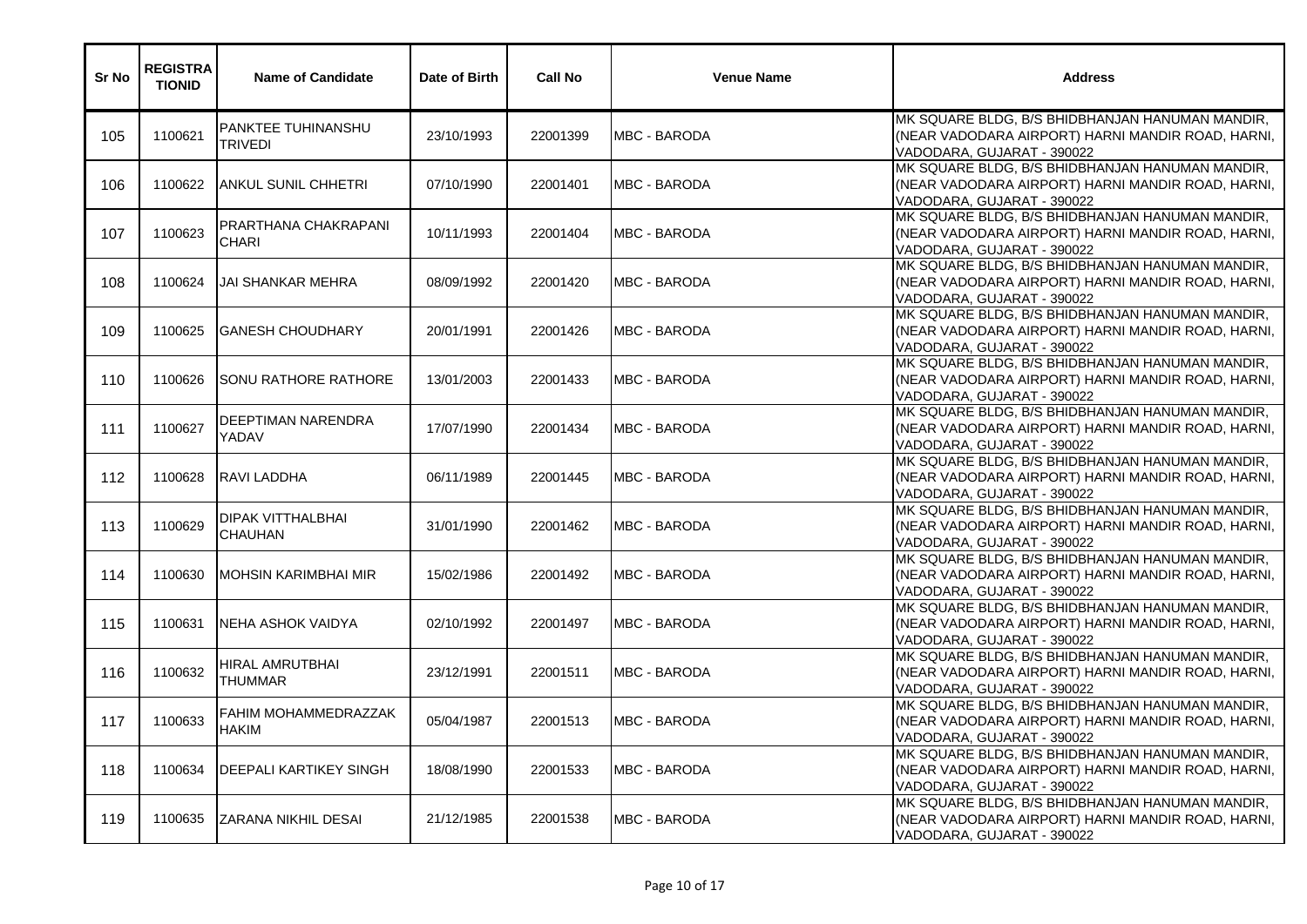| Sr No | REGISTRATIONID | Name of Candidate | Date of Birth | Call No | Venue Name | Address |
|---|---|---|---|---|---|---|
| 105 | 1100621 | PANKTEE TUHINANSHU TRIVEDI | 23/10/1993 | 22001399 | MBC - BARODA | MK SQUARE BLDG, B/S BHIDBHANJAN HANUMAN MANDIR, (NEAR VADODARA AIRPORT) HARNI MANDIR ROAD, HARNI, VADODARA, GUJARAT - 390022 |
| 106 | 1100622 | ANKUL SUNIL CHHETRI | 07/10/1990 | 22001401 | MBC - BARODA | MK SQUARE BLDG, B/S BHIDBHANJAN HANUMAN MANDIR, (NEAR VADODARA AIRPORT) HARNI MANDIR ROAD, HARNI, VADODARA, GUJARAT - 390022 |
| 107 | 1100623 | PRARTHANA CHAKRAPANI CHARI | 10/11/1993 | 22001404 | MBC - BARODA | MK SQUARE BLDG, B/S BHIDBHANJAN HANUMAN MANDIR, (NEAR VADODARA AIRPORT) HARNI MANDIR ROAD, HARNI, VADODARA, GUJARAT - 390022 |
| 108 | 1100624 | JAI SHANKAR MEHRA | 08/09/1992 | 22001420 | MBC - BARODA | MK SQUARE BLDG, B/S BHIDBHANJAN HANUMAN MANDIR, (NEAR VADODARA AIRPORT) HARNI MANDIR ROAD, HARNI, VADODARA, GUJARAT - 390022 |
| 109 | 1100625 | GANESH CHOUDHARY | 20/01/1991 | 22001426 | MBC - BARODA | MK SQUARE BLDG, B/S BHIDBHANJAN HANUMAN MANDIR, (NEAR VADODARA AIRPORT) HARNI MANDIR ROAD, HARNI, VADODARA, GUJARAT - 390022 |
| 110 | 1100626 | SONU RATHORE RATHORE | 13/01/2003 | 22001433 | MBC - BARODA | MK SQUARE BLDG, B/S BHIDBHANJAN HANUMAN MANDIR, (NEAR VADODARA AIRPORT) HARNI MANDIR ROAD, HARNI, VADODARA, GUJARAT - 390022 |
| 111 | 1100627 | DEEPTIMAN NARENDRA YADAV | 17/07/1990 | 22001434 | MBC - BARODA | MK SQUARE BLDG, B/S BHIDBHANJAN HANUMAN MANDIR, (NEAR VADODARA AIRPORT) HARNI MANDIR ROAD, HARNI, VADODARA, GUJARAT - 390022 |
| 112 | 1100628 | RAVI LADDHA | 06/11/1989 | 22001445 | MBC - BARODA | MK SQUARE BLDG, B/S BHIDBHANJAN HANUMAN MANDIR, (NEAR VADODARA AIRPORT) HARNI MANDIR ROAD, HARNI, VADODARA, GUJARAT - 390022 |
| 113 | 1100629 | DIPAK VITTHALBHAI CHAUHAN | 31/01/1990 | 22001462 | MBC - BARODA | MK SQUARE BLDG, B/S BHIDBHANJAN HANUMAN MANDIR, (NEAR VADODARA AIRPORT) HARNI MANDIR ROAD, HARNI, VADODARA, GUJARAT - 390022 |
| 114 | 1100630 | MOHSIN KARIMBHAI MIR | 15/02/1986 | 22001492 | MBC - BARODA | MK SQUARE BLDG, B/S BHIDBHANJAN HANUMAN MANDIR, (NEAR VADODARA AIRPORT) HARNI MANDIR ROAD, HARNI, VADODARA, GUJARAT - 390022 |
| 115 | 1100631 | NEHA ASHOK VAIDYA | 02/10/1992 | 22001497 | MBC - BARODA | MK SQUARE BLDG, B/S BHIDBHANJAN HANUMAN MANDIR, (NEAR VADODARA AIRPORT) HARNI MANDIR ROAD, HARNI, VADODARA, GUJARAT - 390022 |
| 116 | 1100632 | HIRAL AMRUTBHAI THUMMAR | 23/12/1991 | 22001511 | MBC - BARODA | MK SQUARE BLDG, B/S BHIDBHANJAN HANUMAN MANDIR, (NEAR VADODARA AIRPORT) HARNI MANDIR ROAD, HARNI, VADODARA, GUJARAT - 390022 |
| 117 | 1100633 | FAHIM MOHAMMEDRAZZAK HAKIM | 05/04/1987 | 22001513 | MBC - BARODA | MK SQUARE BLDG, B/S BHIDBHANJAN HANUMAN MANDIR, (NEAR VADODARA AIRPORT) HARNI MANDIR ROAD, HARNI, VADODARA, GUJARAT - 390022 |
| 118 | 1100634 | DEEPALI KARTIKEY SINGH | 18/08/1990 | 22001533 | MBC - BARODA | MK SQUARE BLDG, B/S BHIDBHANJAN HANUMAN MANDIR, (NEAR VADODARA AIRPORT) HARNI MANDIR ROAD, HARNI, VADODARA, GUJARAT - 390022 |
| 119 | 1100635 | ZARANA NIKHIL DESAI | 21/12/1985 | 22001538 | MBC - BARODA | MK SQUARE BLDG, B/S BHIDBHANJAN HANUMAN MANDIR, (NEAR VADODARA AIRPORT) HARNI MANDIR ROAD, HARNI, VADODARA, GUJARAT - 390022 |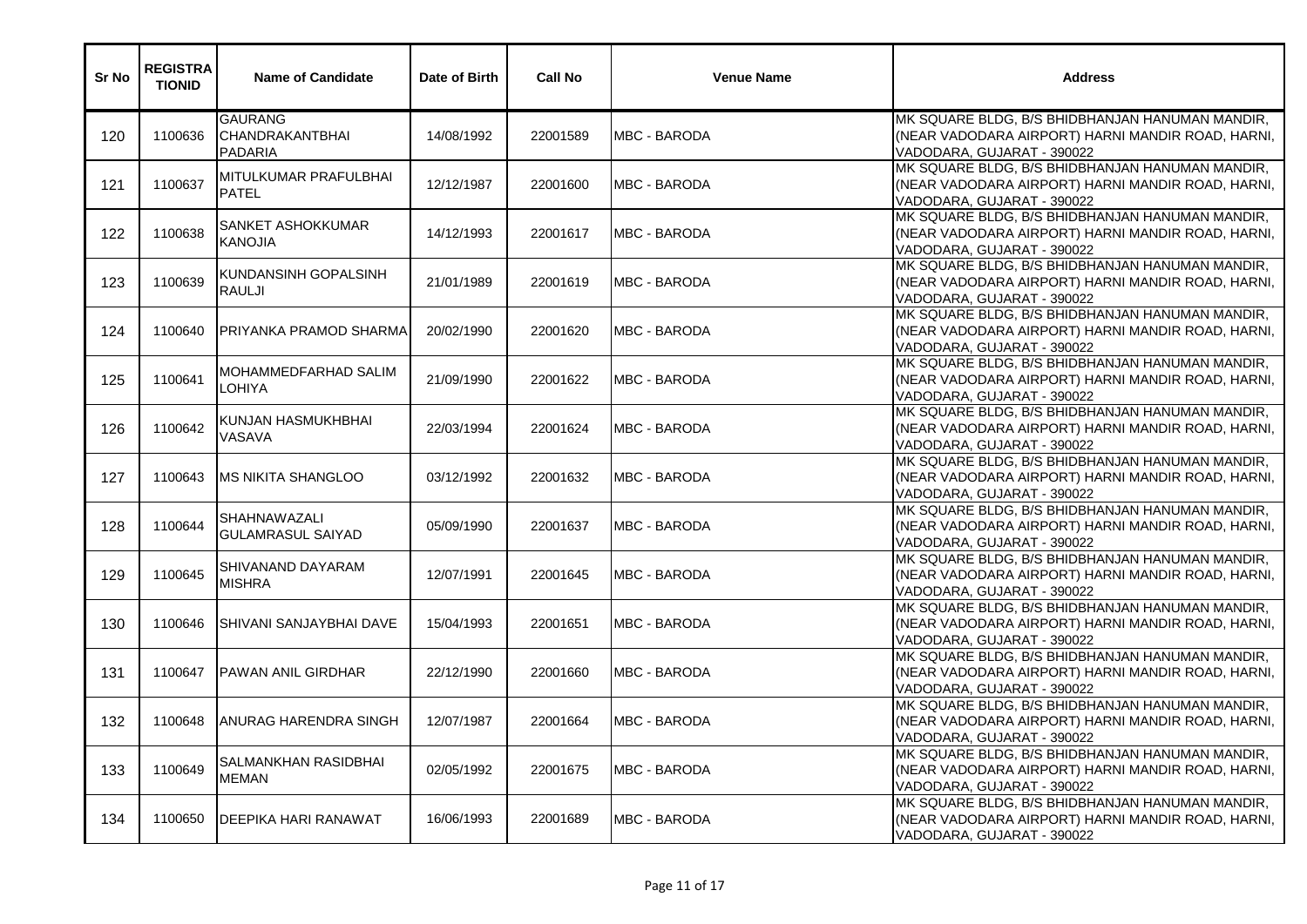| Sr No | REGISTRATIONID | Name of Candidate | Date of Birth | Call No | Venue Name | Address |
|---|---|---|---|---|---|---|
| 120 | 1100636 | GAURANG CHANDRAKANTBHAI PADARIA | 14/08/1992 | 22001589 | MBC - BARODA | MK SQUARE BLDG, B/S BHIDBHANJAN HANUMAN MANDIR, (NEAR VADODARA AIRPORT) HARNI MANDIR ROAD, HARNI, VADODARA, GUJARAT - 390022 |
| 121 | 1100637 | MITULKUMAR PRAFULBHAI PATEL | 12/12/1987 | 22001600 | MBC - BARODA | MK SQUARE BLDG, B/S BHIDBHANJAN HANUMAN MANDIR, (NEAR VADODARA AIRPORT) HARNI MANDIR ROAD, HARNI, VADODARA, GUJARAT - 390022 |
| 122 | 1100638 | SANKET ASHOKKUMAR KANOJIA | 14/12/1993 | 22001617 | MBC - BARODA | MK SQUARE BLDG, B/S BHIDBHANJAN HANUMAN MANDIR, (NEAR VADODARA AIRPORT) HARNI MANDIR ROAD, HARNI, VADODARA, GUJARAT - 390022 |
| 123 | 1100639 | KUNDANSINH GOPALSINH RAULJI | 21/01/1989 | 22001619 | MBC - BARODA | MK SQUARE BLDG, B/S BHIDBHANJAN HANUMAN MANDIR, (NEAR VADODARA AIRPORT) HARNI MANDIR ROAD, HARNI, VADODARA, GUJARAT - 390022 |
| 124 | 1100640 | PRIYANKA PRAMOD SHARMA | 20/02/1990 | 22001620 | MBC - BARODA | MK SQUARE BLDG, B/S BHIDBHANJAN HANUMAN MANDIR, (NEAR VADODARA AIRPORT) HARNI MANDIR ROAD, HARNI, VADODARA, GUJARAT - 390022 |
| 125 | 1100641 | MOHAMMEDFARHAD SALIM LOHIYA | 21/09/1990 | 22001622 | MBC - BARODA | MK SQUARE BLDG, B/S BHIDBHANJAN HANUMAN MANDIR, (NEAR VADODARA AIRPORT) HARNI MANDIR ROAD, HARNI, VADODARA, GUJARAT - 390022 |
| 126 | 1100642 | KUNJAN HASMUKHBHAI VASAVA | 22/03/1994 | 22001624 | MBC - BARODA | MK SQUARE BLDG, B/S BHIDBHANJAN HANUMAN MANDIR, (NEAR VADODARA AIRPORT) HARNI MANDIR ROAD, HARNI, VADODARA, GUJARAT - 390022 |
| 127 | 1100643 | MS NIKITA SHANGLOO | 03/12/1992 | 22001632 | MBC - BARODA | MK SQUARE BLDG, B/S BHIDBHANJAN HANUMAN MANDIR, (NEAR VADODARA AIRPORT) HARNI MANDIR ROAD, HARNI, VADODARA, GUJARAT - 390022 |
| 128 | 1100644 | SHAHNAWAZALI GULAMRASUL SAIYAD | 05/09/1990 | 22001637 | MBC - BARODA | MK SQUARE BLDG, B/S BHIDBHANJAN HANUMAN MANDIR, (NEAR VADODARA AIRPORT) HARNI MANDIR ROAD, HARNI, VADODARA, GUJARAT - 390022 |
| 129 | 1100645 | SHIVANAND DAYARAM MISHRA | 12/07/1991 | 22001645 | MBC - BARODA | MK SQUARE BLDG, B/S BHIDBHANJAN HANUMAN MANDIR, (NEAR VADODARA AIRPORT) HARNI MANDIR ROAD, HARNI, VADODARA, GUJARAT - 390022 |
| 130 | 1100646 | SHIVANI SANJAYBHAI DAVE | 15/04/1993 | 22001651 | MBC - BARODA | MK SQUARE BLDG, B/S BHIDBHANJAN HANUMAN MANDIR, (NEAR VADODARA AIRPORT) HARNI MANDIR ROAD, HARNI, VADODARA, GUJARAT - 390022 |
| 131 | 1100647 | PAWAN ANIL GIRDHAR | 22/12/1990 | 22001660 | MBC - BARODA | MK SQUARE BLDG, B/S BHIDBHANJAN HANUMAN MANDIR, (NEAR VADODARA AIRPORT) HARNI MANDIR ROAD, HARNI, VADODARA, GUJARAT - 390022 |
| 132 | 1100648 | ANURAG HARENDRA SINGH | 12/07/1987 | 22001664 | MBC - BARODA | MK SQUARE BLDG, B/S BHIDBHANJAN HANUMAN MANDIR, (NEAR VADODARA AIRPORT) HARNI MANDIR ROAD, HARNI, VADODARA, GUJARAT - 390022 |
| 133 | 1100649 | SALMANKHAN RASIDBHAI MEMAN | 02/05/1992 | 22001675 | MBC - BARODA | MK SQUARE BLDG, B/S BHIDBHANJAN HANUMAN MANDIR, (NEAR VADODARA AIRPORT) HARNI MANDIR ROAD, HARNI, VADODARA, GUJARAT - 390022 |
| 134 | 1100650 | DEEPIKA HARI RANAWAT | 16/06/1993 | 22001689 | MBC - BARODA | MK SQUARE BLDG, B/S BHIDBHANJAN HANUMAN MANDIR, (NEAR VADODARA AIRPORT) HARNI MANDIR ROAD, HARNI, VADODARA, GUJARAT - 390022 |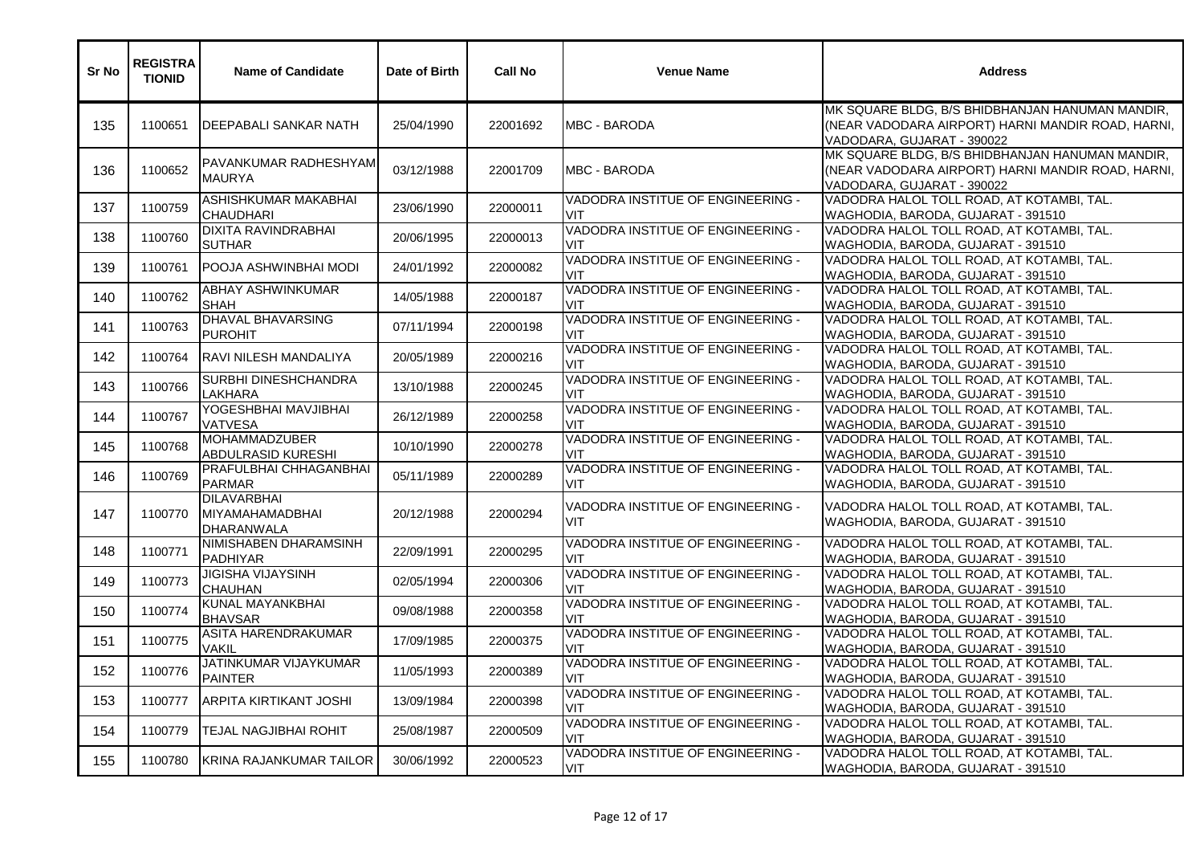| Sr No | REGISTRATIONID | Name of Candidate | Date of Birth | Call No | Venue Name | Address |
|---|---|---|---|---|---|---|
| 135 | 1100651 | DEEPABALI SANKAR NATH | 25/04/1990 | 22001692 | MBC - BARODA | MK SQUARE BLDG, B/S BHIDBHANJAN HANUMAN MANDIR, (NEAR VADODARA AIRPORT) HARNI MANDIR ROAD, HARNI, VADODARA, GUJARAT - 390022 |
| 136 | 1100652 | PAVANKUMAR RADHESHYAM MAURYA | 03/12/1988 | 22001709 | MBC - BARODA | MK SQUARE BLDG, B/S BHIDBHANJAN HANUMAN MANDIR, (NEAR VADODARA AIRPORT) HARNI MANDIR ROAD, HARNI, VADODARA, GUJARAT - 390022 |
| 137 | 1100759 | ASHISHKUMAR MAKABHAI CHAUDHARI | 23/06/1990 | 22000011 | VADODRA INSTITUE OF ENGINEERING - VIT | VADODRA HALOL TOLL ROAD, AT KOTAMBI, TAL. WAGHODIA, BARODA, GUJARAT - 391510 |
| 138 | 1100760 | DIXITA RAVINDRABHAI SUTHAR | 20/06/1995 | 22000013 | VADODRA INSTITUE OF ENGINEERING - VIT | VADODRA HALOL TOLL ROAD, AT KOTAMBI, TAL. WAGHODIA, BARODA, GUJARAT - 391510 |
| 139 | 1100761 | POOJA ASHWINBHAI MODI | 24/01/1992 | 22000082 | VADODRA INSTITUE OF ENGINEERING - VIT | VADODRA HALOL TOLL ROAD, AT KOTAMBI, TAL. WAGHODIA, BARODA, GUJARAT - 391510 |
| 140 | 1100762 | ABHAY ASHWINKUMAR SHAH | 14/05/1988 | 22000187 | VADODRA INSTITUE OF ENGINEERING - VIT | VADODRA HALOL TOLL ROAD, AT KOTAMBI, TAL. WAGHODIA, BARODA, GUJARAT - 391510 |
| 141 | 1100763 | DHAVAL BHAVARSING PUROHIT | 07/11/1994 | 22000198 | VADODRA INSTITUE OF ENGINEERING - VIT | VADODRA HALOL TOLL ROAD, AT KOTAMBI, TAL. WAGHODIA, BARODA, GUJARAT - 391510 |
| 142 | 1100764 | RAVI NILESH MANDALIYA | 20/05/1989 | 22000216 | VADODRA INSTITUE OF ENGINEERING - VIT | VADODRA HALOL TOLL ROAD, AT KOTAMBI, TAL. WAGHODIA, BARODA, GUJARAT - 391510 |
| 143 | 1100766 | SURBHI DINESHCHANDRA LAKHARA | 13/10/1988 | 22000245 | VADODRA INSTITUE OF ENGINEERING - VIT | VADODRA HALOL TOLL ROAD, AT KOTAMBI, TAL. WAGHODIA, BARODA, GUJARAT - 391510 |
| 144 | 1100767 | YOGESHBHAI MAVJIBHAI VATVESA | 26/12/1989 | 22000258 | VADODRA INSTITUE OF ENGINEERING - VIT | VADODRA HALOL TOLL ROAD, AT KOTAMBI, TAL. WAGHODIA, BARODA, GUJARAT - 391510 |
| 145 | 1100768 | MOHAMMADZUBER ABDULRASID KURESHI | 10/10/1990 | 22000278 | VADODRA INSTITUE OF ENGINEERING - VIT | VADODRA HALOL TOLL ROAD, AT KOTAMBI, TAL. WAGHODIA, BARODA, GUJARAT - 391510 |
| 146 | 1100769 | PRAFULBHAI CHHAGANBHAI PARMAR | 05/11/1989 | 22000289 | VADODRA INSTITUE OF ENGINEERING - VIT | VADODRA HALOL TOLL ROAD, AT KOTAMBI, TAL. WAGHODIA, BARODA, GUJARAT - 391510 |
| 147 | 1100770 | DILAVARBHAI MIYAMAHAMADBHAI DHARANWALA | 20/12/1988 | 22000294 | VADODRA INSTITUE OF ENGINEERING - VIT | VADODRA HALOL TOLL ROAD, AT KOTAMBI, TAL. WAGHODIA, BARODA, GUJARAT - 391510 |
| 148 | 1100771 | NIMISHABEN DHARAMSINH PADHIYAR | 22/09/1991 | 22000295 | VADODRA INSTITUE OF ENGINEERING - VIT | VADODRA HALOL TOLL ROAD, AT KOTAMBI, TAL. WAGHODIA, BARODA, GUJARAT - 391510 |
| 149 | 1100773 | JIGISHA VIJAYSINH CHAUHAN | 02/05/1994 | 22000306 | VADODRA INSTITUE OF ENGINEERING - VIT | VADODRA HALOL TOLL ROAD, AT KOTAMBI, TAL. WAGHODIA, BARODA, GUJARAT - 391510 |
| 150 | 1100774 | KUNAL MAYANKBHAI BHAVSAR | 09/08/1988 | 22000358 | VADODRA INSTITUE OF ENGINEERING - VIT | VADODRA HALOL TOLL ROAD, AT KOTAMBI, TAL. WAGHODIA, BARODA, GUJARAT - 391510 |
| 151 | 1100775 | ASITA HARENDRAKUMAR VAKIL | 17/09/1985 | 22000375 | VADODRA INSTITUE OF ENGINEERING - VIT | VADODRA HALOL TOLL ROAD, AT KOTAMBI, TAL. WAGHODIA, BARODA, GUJARAT - 391510 |
| 152 | 1100776 | JATINKUMAR VIJAYKUMAR PAINTER | 11/05/1993 | 22000389 | VADODRA INSTITUE OF ENGINEERING - VIT | VADODRA HALOL TOLL ROAD, AT KOTAMBI, TAL. WAGHODIA, BARODA, GUJARAT - 391510 |
| 153 | 1100777 | ARPITA KIRTIKANT JOSHI | 13/09/1984 | 22000398 | VADODRA INSTITUE OF ENGINEERING - VIT | VADODRA HALOL TOLL ROAD, AT KOTAMBI, TAL. WAGHODIA, BARODA, GUJARAT - 391510 |
| 154 | 1100779 | TEJAL NAGJIBHAI ROHIT | 25/08/1987 | 22000509 | VADODRA INSTITUE OF ENGINEERING - VIT | VADODRA HALOL TOLL ROAD, AT KOTAMBI, TAL. WAGHODIA, BARODA, GUJARAT - 391510 |
| 155 | 1100780 | KRINA RAJANKUMAR TAILOR | 30/06/1992 | 22000523 | VADODRA INSTITUE OF ENGINEERING - VIT | VADODRA HALOL TOLL ROAD, AT KOTAMBI, TAL. WAGHODIA, BARODA, GUJARAT - 391510 |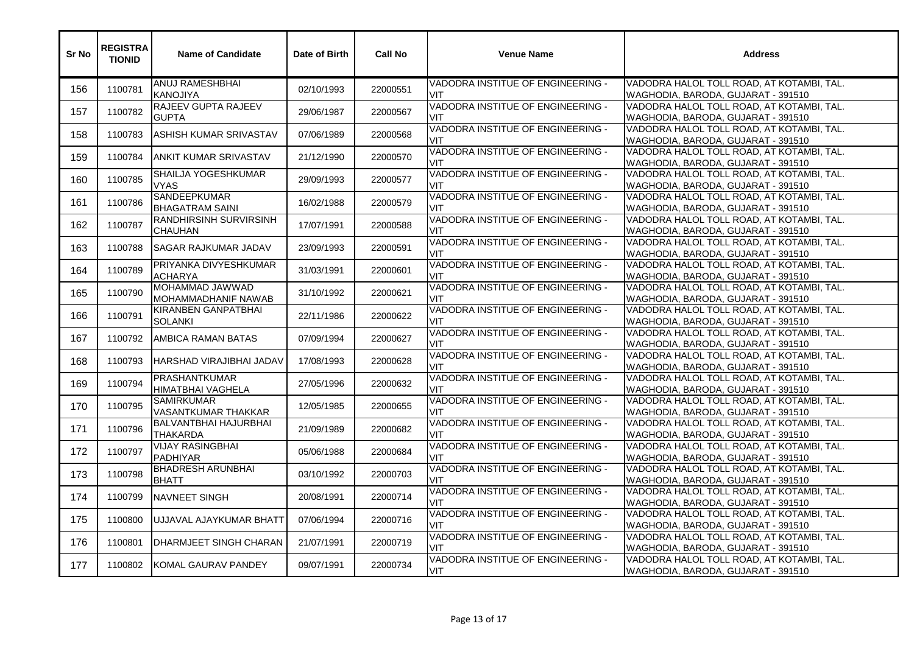| Sr No | REGISTRATIONID | Name of Candidate | Date of Birth | Call No | Venue Name | Address |
|---|---|---|---|---|---|---|
| 156 | 1100781 | ANUJ RAMESHBHAI KANOJIYA | 02/10/1993 | 22000551 | VADODRA INSTITUE OF ENGINEERING - VIT | VADODRA HALOL TOLL ROAD, AT KOTAMBI, TAL. WAGHODIA, BARODA, GUJARAT - 391510 |
| 157 | 1100782 | RAJEEV GUPTA RAJEEV GUPTA | 29/06/1987 | 22000567 | VADODRA INSTITUE OF ENGINEERING - VIT | VADODRA HALOL TOLL ROAD, AT KOTAMBI, TAL. WAGHODIA, BARODA, GUJARAT - 391510 |
| 158 | 1100783 | ASHISH KUMAR SRIVASTAV | 07/06/1989 | 22000568 | VADODRA INSTITUE OF ENGINEERING - VIT | VADODRA HALOL TOLL ROAD, AT KOTAMBI, TAL. WAGHODIA, BARODA, GUJARAT - 391510 |
| 159 | 1100784 | ANKIT KUMAR SRIVASTAV | 21/12/1990 | 22000570 | VADODRA INSTITUE OF ENGINEERING - VIT | VADODRA HALOL TOLL ROAD, AT KOTAMBI, TAL. WAGHODIA, BARODA, GUJARAT - 391510 |
| 160 | 1100785 | SHAILJA YOGESHKUMAR VYAS | 29/09/1993 | 22000577 | VADODRA INSTITUE OF ENGINEERING - VIT | VADODRA HALOL TOLL ROAD, AT KOTAMBI, TAL. WAGHODIA, BARODA, GUJARAT - 391510 |
| 161 | 1100786 | SANDEEPKUMAR BHAGATRAM SAINI | 16/02/1988 | 22000579 | VADODRA INSTITUE OF ENGINEERING - VIT | VADODRA HALOL TOLL ROAD, AT KOTAMBI, TAL. WAGHODIA, BARODA, GUJARAT - 391510 |
| 162 | 1100787 | RANDHIRSINH SURVIRSINH CHAUHAN | 17/07/1991 | 22000588 | VADODRA INSTITUE OF ENGINEERING - VIT | VADODRA HALOL TOLL ROAD, AT KOTAMBI, TAL. WAGHODIA, BARODA, GUJARAT - 391510 |
| 163 | 1100788 | SAGAR RAJKUMAR JADAV | 23/09/1993 | 22000591 | VADODRA INSTITUE OF ENGINEERING - VIT | VADODRA HALOL TOLL ROAD, AT KOTAMBI, TAL. WAGHODIA, BARODA, GUJARAT - 391510 |
| 164 | 1100789 | PRIYANKA DIVYESHKUMAR ACHARYA | 31/03/1991 | 22000601 | VADODRA INSTITUE OF ENGINEERING - VIT | VADODRA HALOL TOLL ROAD, AT KOTAMBI, TAL. WAGHODIA, BARODA, GUJARAT - 391510 |
| 165 | 1100790 | MOHAMMAD JAWWAD MOHAMMADHANIF NAWAB | 31/10/1992 | 22000621 | VADODRA INSTITUE OF ENGINEERING - VIT | VADODRA HALOL TOLL ROAD, AT KOTAMBI, TAL. WAGHODIA, BARODA, GUJARAT - 391510 |
| 166 | 1100791 | KIRANBEN GANPATBHAI SOLANKI | 22/11/1986 | 22000622 | VADODRA INSTITUE OF ENGINEERING - VIT | VADODRA HALOL TOLL ROAD, AT KOTAMBI, TAL. WAGHODIA, BARODA, GUJARAT - 391510 |
| 167 | 1100792 | AMBICA RAMAN BATAS | 07/09/1994 | 22000627 | VADODRA INSTITUE OF ENGINEERING - VIT | VADODRA HALOL TOLL ROAD, AT KOTAMBI, TAL. WAGHODIA, BARODA, GUJARAT - 391510 |
| 168 | 1100793 | HARSHAD VIRAJIBHAI JADAV | 17/08/1993 | 22000628 | VADODRA INSTITUE OF ENGINEERING - VIT | VADODRA HALOL TOLL ROAD, AT KOTAMBI, TAL. WAGHODIA, BARODA, GUJARAT - 391510 |
| 169 | 1100794 | PRASHANTKUMAR HIMATBHAI VAGHELA | 27/05/1996 | 22000632 | VADODRA INSTITUE OF ENGINEERING - VIT | VADODRA HALOL TOLL ROAD, AT KOTAMBI, TAL. WAGHODIA, BARODA, GUJARAT - 391510 |
| 170 | 1100795 | SAMIRKUMAR VASANTKUMAR THAKKAR | 12/05/1985 | 22000655 | VADODRA INSTITUE OF ENGINEERING - VIT | VADODRA HALOL TOLL ROAD, AT KOTAMBI, TAL. WAGHODIA, BARODA, GUJARAT - 391510 |
| 171 | 1100796 | BALVANTBHAI HAJURBHAI THAKARDA | 21/09/1989 | 22000682 | VADODRA INSTITUE OF ENGINEERING - VIT | VADODRA HALOL TOLL ROAD, AT KOTAMBI, TAL. WAGHODIA, BARODA, GUJARAT - 391510 |
| 172 | 1100797 | VIJAY RASINGBHAI PADHIYAR | 05/06/1988 | 22000684 | VADODRA INSTITUE OF ENGINEERING - VIT | VADODRA HALOL TOLL ROAD, AT KOTAMBI, TAL. WAGHODIA, BARODA, GUJARAT - 391510 |
| 173 | 1100798 | BHADRESH ARUNBHAI BHATT | 03/10/1992 | 22000703 | VADODRA INSTITUE OF ENGINEERING - VIT | VADODRA HALOL TOLL ROAD, AT KOTAMBI, TAL. WAGHODIA, BARODA, GUJARAT - 391510 |
| 174 | 1100799 | NAVNEET SINGH | 20/08/1991 | 22000714 | VADODRA INSTITUE OF ENGINEERING - VIT | VADODRA HALOL TOLL ROAD, AT KOTAMBI, TAL. WAGHODIA, BARODA, GUJARAT - 391510 |
| 175 | 1100800 | UJJAVAL AJAYKUMAR BHATT | 07/06/1994 | 22000716 | VADODRA INSTITUE OF ENGINEERING - VIT | VADODRA HALOL TOLL ROAD, AT KOTAMBI, TAL. WAGHODIA, BARODA, GUJARAT - 391510 |
| 176 | 1100801 | DHARMJEET SINGH CHARAN | 21/07/1991 | 22000719 | VADODRA INSTITUE OF ENGINEERING - VIT | VADODRA HALOL TOLL ROAD, AT KOTAMBI, TAL. WAGHODIA, BARODA, GUJARAT - 391510 |
| 177 | 1100802 | KOMAL GAURAV PANDEY | 09/07/1991 | 22000734 | VADODRA INSTITUE OF ENGINEERING - VIT | VADODRA HALOL TOLL ROAD, AT KOTAMBI, TAL. WAGHODIA, BARODA, GUJARAT - 391510 |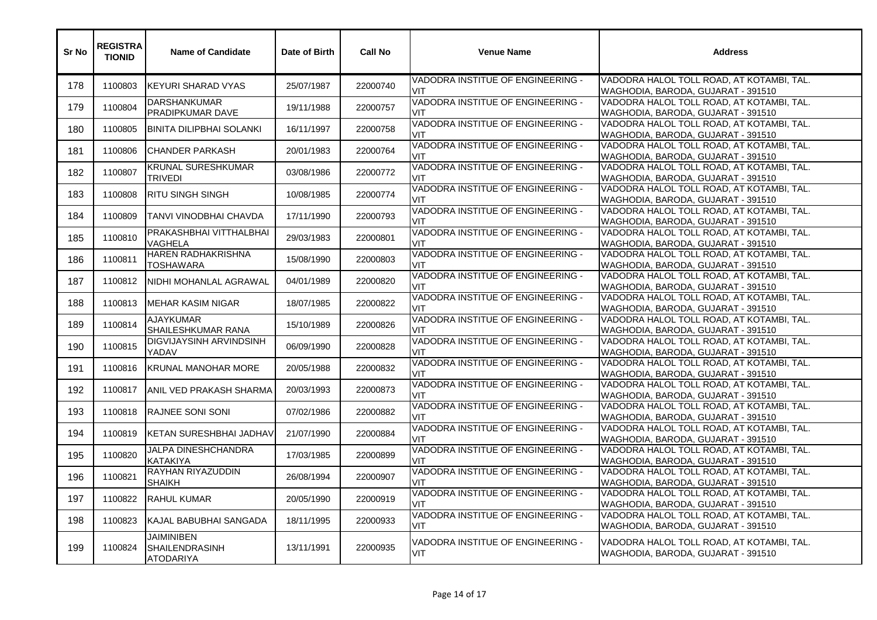| Sr No | REGISTRATIONID | Name of Candidate | Date of Birth | Call No | Venue Name | Address |
|---|---|---|---|---|---|---|
| 178 | 1100803 | KEYURI SHARAD VYAS | 25/07/1987 | 22000740 | VADODRA INSTITUE OF ENGINEERING - VIT | VADODRA HALOL TOLL ROAD, AT KOTAMBI, TAL. WAGHODIA, BARODA, GUJARAT - 391510 |
| 179 | 1100804 | DARSHANKUMAR PRADIPKUMAR DAVE | 19/11/1988 | 22000757 | VADODRA INSTITUE OF ENGINEERING - VIT | VADODRA HALOL TOLL ROAD, AT KOTAMBI, TAL. WAGHODIA, BARODA, GUJARAT - 391510 |
| 180 | 1100805 | BINITA DILIPBHAI SOLANKI | 16/11/1997 | 22000758 | VADODRA INSTITUE OF ENGINEERING - VIT | VADODRA HALOL TOLL ROAD, AT KOTAMBI, TAL. WAGHODIA, BARODA, GUJARAT - 391510 |
| 181 | 1100806 | CHANDER PARKASH | 20/01/1983 | 22000764 | VADODRA INSTITUE OF ENGINEERING - VIT | VADODRA HALOL TOLL ROAD, AT KOTAMBI, TAL. WAGHODIA, BARODA, GUJARAT - 391510 |
| 182 | 1100807 | KRUNAL SURESHKUMAR TRIVEDI | 03/08/1986 | 22000772 | VADODRA INSTITUE OF ENGINEERING - VIT | VADODRA HALOL TOLL ROAD, AT KOTAMBI, TAL. WAGHODIA, BARODA, GUJARAT - 391510 |
| 183 | 1100808 | RITU SINGH SINGH | 10/08/1985 | 22000774 | VADODRA INSTITUE OF ENGINEERING - VIT | VADODRA HALOL TOLL ROAD, AT KOTAMBI, TAL. WAGHODIA, BARODA, GUJARAT - 391510 |
| 184 | 1100809 | TANVI VINODBHAI CHAVDA | 17/11/1990 | 22000793 | VADODRA INSTITUE OF ENGINEERING - VIT | VADODRA HALOL TOLL ROAD, AT KOTAMBI, TAL. WAGHODIA, BARODA, GUJARAT - 391510 |
| 185 | 1100810 | PRAKASHBHAI VITTHALBHAI VAGHELA | 29/03/1983 | 22000801 | VADODRA INSTITUE OF ENGINEERING - VIT | VADODRA HALOL TOLL ROAD, AT KOTAMBI, TAL. WAGHODIA, BARODA, GUJARAT - 391510 |
| 186 | 1100811 | HAREN RADHAKRISHNA TOSHAWARA | 15/08/1990 | 22000803 | VADODRA INSTITUE OF ENGINEERING - VIT | VADODRA HALOL TOLL ROAD, AT KOTAMBI, TAL. WAGHODIA, BARODA, GUJARAT - 391510 |
| 187 | 1100812 | NIDHI MOHANLAL AGRAWAL | 04/01/1989 | 22000820 | VADODRA INSTITUE OF ENGINEERING - VIT | VADODRA HALOL TOLL ROAD, AT KOTAMBI, TAL. WAGHODIA, BARODA, GUJARAT - 391510 |
| 188 | 1100813 | MEHAR KASIM NIGAR | 18/07/1985 | 22000822 | VADODRA INSTITUE OF ENGINEERING - VIT | VADODRA HALOL TOLL ROAD, AT KOTAMBI, TAL. WAGHODIA, BARODA, GUJARAT - 391510 |
| 189 | 1100814 | AJAYKUMAR SHAILESHKUMAR RANA | 15/10/1989 | 22000826 | VADODRA INSTITUE OF ENGINEERING - VIT | VADODRA HALOL TOLL ROAD, AT KOTAMBI, TAL. WAGHODIA, BARODA, GUJARAT - 391510 |
| 190 | 1100815 | DIGVIJAYSINH ARVINDSINH YADAV | 06/09/1990 | 22000828 | VADODRA INSTITUE OF ENGINEERING - VIT | VADODRA HALOL TOLL ROAD, AT KOTAMBI, TAL. WAGHODIA, BARODA, GUJARAT - 391510 |
| 191 | 1100816 | KRUNAL MANOHAR MORE | 20/05/1988 | 22000832 | VADODRA INSTITUE OF ENGINEERING - VIT | VADODRA HALOL TOLL ROAD, AT KOTAMBI, TAL. WAGHODIA, BARODA, GUJARAT - 391510 |
| 192 | 1100817 | ANIL VED PRAKASH SHARMA | 20/03/1993 | 22000873 | VADODRA INSTITUE OF ENGINEERING - VIT | VADODRA HALOL TOLL ROAD, AT KOTAMBI, TAL. WAGHODIA, BARODA, GUJARAT - 391510 |
| 193 | 1100818 | RAJNEE SONI SONI | 07/02/1986 | 22000882 | VADODRA INSTITUE OF ENGINEERING - VIT | VADODRA HALOL TOLL ROAD, AT KOTAMBI, TAL. WAGHODIA, BARODA, GUJARAT - 391510 |
| 194 | 1100819 | KETAN SURESHBHAI JADHAV | 21/07/1990 | 22000884 | VADODRA INSTITUE OF ENGINEERING - VIT | VADODRA HALOL TOLL ROAD, AT KOTAMBI, TAL. WAGHODIA, BARODA, GUJARAT - 391510 |
| 195 | 1100820 | JALPA DINESHCHANDRA KATAKIYA | 17/03/1985 | 22000899 | VADODRA INSTITUE OF ENGINEERING - VIT | VADODRA HALOL TOLL ROAD, AT KOTAMBI, TAL. WAGHODIA, BARODA, GUJARAT - 391510 |
| 196 | 1100821 | RAYHAN RIYAZUDDIN SHAIKH | 26/08/1994 | 22000907 | VADODRA INSTITUE OF ENGINEERING - VIT | VADODRA HALOL TOLL ROAD, AT KOTAMBI, TAL. WAGHODIA, BARODA, GUJARAT - 391510 |
| 197 | 1100822 | RAHUL KUMAR | 20/05/1990 | 22000919 | VADODRA INSTITUE OF ENGINEERING - VIT | VADODRA HALOL TOLL ROAD, AT KOTAMBI, TAL. WAGHODIA, BARODA, GUJARAT - 391510 |
| 198 | 1100823 | KAJAL BABUBHAI SANGADA | 18/11/1995 | 22000933 | VADODRA INSTITUE OF ENGINEERING - VIT | VADODRA HALOL TOLL ROAD, AT KOTAMBI, TAL. WAGHODIA, BARODA, GUJARAT - 391510 |
| 199 | 1100824 | JAIMINIBEN SHAILENDRASINH ATODARIYA | 13/11/1991 | 22000935 | VADODRA INSTITUE OF ENGINEERING - VIT | VADODRA HALOL TOLL ROAD, AT KOTAMBI, TAL. WAGHODIA, BARODA, GUJARAT - 391510 |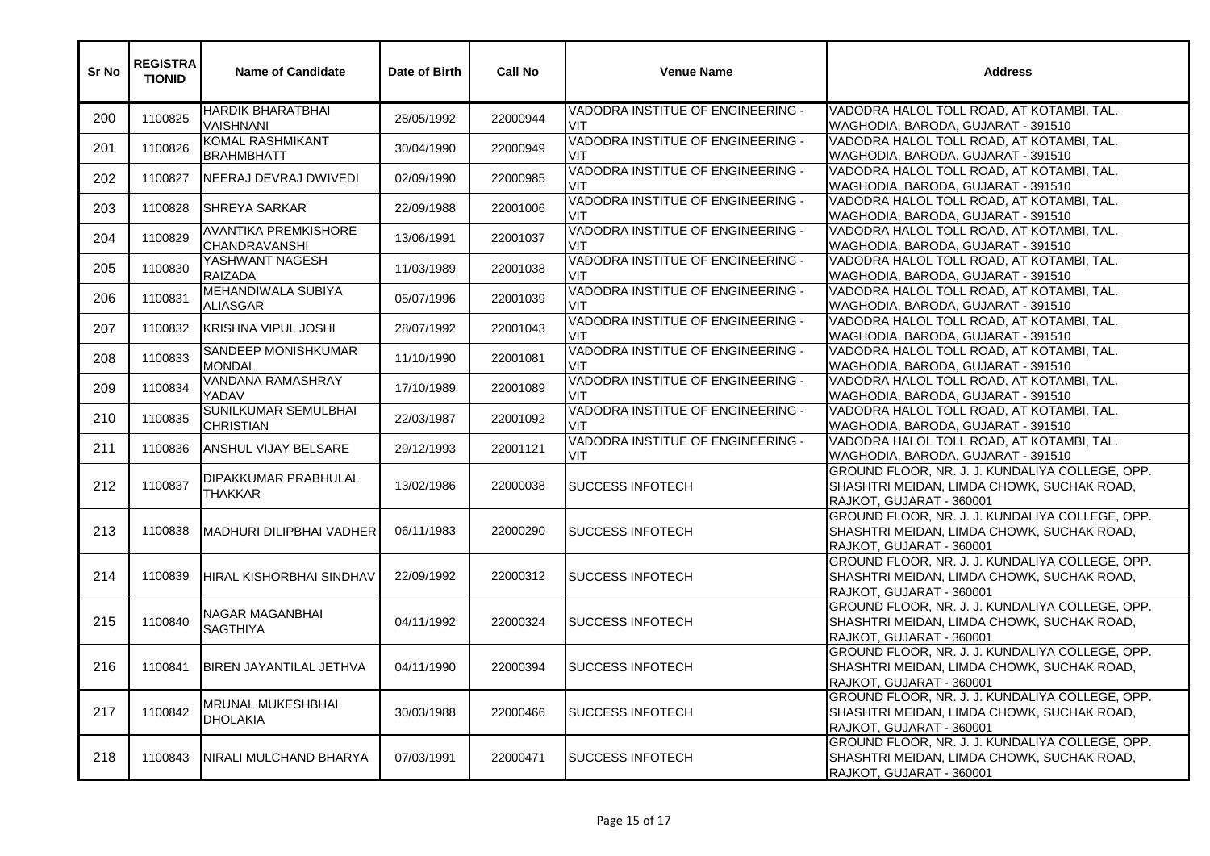| Sr No | REGISTRATIONID | Name of Candidate | Date of Birth | Call No | Venue Name | Address |
|---|---|---|---|---|---|---|
| 200 | 1100825 | HARDIK BHARATBHAI VAISHNANI | 28/05/1992 | 22000944 | VADODRA INSTITUE OF ENGINEERING - VIT | VADODRA HALOL TOLL ROAD, AT KOTAMBI, TAL. WAGHODIA, BARODA, GUJARAT - 391510 |
| 201 | 1100826 | KOMAL RASHMIKANT BRAHMBHATT | 30/04/1990 | 22000949 | VADODRA INSTITUE OF ENGINEERING - VIT | VADODRA HALOL TOLL ROAD, AT KOTAMBI, TAL. WAGHODIA, BARODA, GUJARAT - 391510 |
| 202 | 1100827 | NEERAJ DEVRAJ DWIVEDI | 02/09/1990 | 22000985 | VADODRA INSTITUE OF ENGINEERING - VIT | VADODRA HALOL TOLL ROAD, AT KOTAMBI, TAL. WAGHODIA, BARODA, GUJARAT - 391510 |
| 203 | 1100828 | SHREYA SARKAR | 22/09/1988 | 22001006 | VADODRA INSTITUE OF ENGINEERING - VIT | VADODRA HALOL TOLL ROAD, AT KOTAMBI, TAL. WAGHODIA, BARODA, GUJARAT - 391510 |
| 204 | 1100829 | AVANTIKA PREMKISHORE CHANDRAVANSHI | 13/06/1991 | 22001037 | VADODRA INSTITUE OF ENGINEERING - VIT | VADODRA HALOL TOLL ROAD, AT KOTAMBI, TAL. WAGHODIA, BARODA, GUJARAT - 391510 |
| 205 | 1100830 | YASHWANT NAGESH RAIZADA | 11/03/1989 | 22001038 | VADODRA INSTITUE OF ENGINEERING - VIT | VADODRA HALOL TOLL ROAD, AT KOTAMBI, TAL. WAGHODIA, BARODA, GUJARAT - 391510 |
| 206 | 1100831 | MEHANDIWALA SUBIYA ALIASGAR | 05/07/1996 | 22001039 | VADODRA INSTITUE OF ENGINEERING - VIT | VADODRA HALOL TOLL ROAD, AT KOTAMBI, TAL. WAGHODIA, BARODA, GUJARAT - 391510 |
| 207 | 1100832 | KRISHNA VIPUL JOSHI | 28/07/1992 | 22001043 | VADODRA INSTITUE OF ENGINEERING - VIT | VADODRA HALOL TOLL ROAD, AT KOTAMBI, TAL. WAGHODIA, BARODA, GUJARAT - 391510 |
| 208 | 1100833 | SANDEEP MONISHKUMAR MONDAL | 11/10/1990 | 22001081 | VADODRA INSTITUE OF ENGINEERING - VIT | VADODRA HALOL TOLL ROAD, AT KOTAMBI, TAL. WAGHODIA, BARODA, GUJARAT - 391510 |
| 209 | 1100834 | VANDANA RAMASHRAY YADAV | 17/10/1989 | 22001089 | VADODRA INSTITUE OF ENGINEERING - VIT | VADODRA HALOL TOLL ROAD, AT KOTAMBI, TAL. WAGHODIA, BARODA, GUJARAT - 391510 |
| 210 | 1100835 | SUNILKUMAR SEMULBHAI CHRISTIAN | 22/03/1987 | 22001092 | VADODRA INSTITUE OF ENGINEERING - VIT | VADODRA HALOL TOLL ROAD, AT KOTAMBI, TAL. WAGHODIA, BARODA, GUJARAT - 391510 |
| 211 | 1100836 | ANSHUL VIJAY BELSARE | 29/12/1993 | 22001121 | VADODRA INSTITUE OF ENGINEERING - VIT | VADODRA HALOL TOLL ROAD, AT KOTAMBI, TAL. WAGHODIA, BARODA, GUJARAT - 391510 |
| 212 | 1100837 | DIPAKKUMAR PRABHULAL THAKKAR | 13/02/1986 | 22000038 | SUCCESS INFOTECH | GROUND FLOOR, NR. J. J. KUNDALIYA COLLEGE, OPP. SHASHTRI MEIDAN, LIMDA CHOWK, SUCHAK ROAD, RAJKOT, GUJARAT - 360001 |
| 213 | 1100838 | MADHURI DILIPBHAI VADHER | 06/11/1983 | 22000290 | SUCCESS INFOTECH | GROUND FLOOR, NR. J. J. KUNDALIYA COLLEGE, OPP. SHASHTRI MEIDAN, LIMDA CHOWK, SUCHAK ROAD, RAJKOT, GUJARAT - 360001 |
| 214 | 1100839 | HIRAL KISHORBHAI SINDHAV | 22/09/1992 | 22000312 | SUCCESS INFOTECH | GROUND FLOOR, NR. J. J. KUNDALIYA COLLEGE, OPP. SHASHTRI MEIDAN, LIMDA CHOWK, SUCHAK ROAD, RAJKOT, GUJARAT - 360001 |
| 215 | 1100840 | NAGAR MAGANBHAI SAGTHIYA | 04/11/1992 | 22000324 | SUCCESS INFOTECH | GROUND FLOOR, NR. J. J. KUNDALIYA COLLEGE, OPP. SHASHTRI MEIDAN, LIMDA CHOWK, SUCHAK ROAD, RAJKOT, GUJARAT - 360001 |
| 216 | 1100841 | BIREN JAYANTILAL JETHVA | 04/11/1990 | 22000394 | SUCCESS INFOTECH | GROUND FLOOR, NR. J. J. KUNDALIYA COLLEGE, OPP. SHASHTRI MEIDAN, LIMDA CHOWK, SUCHAK ROAD, RAJKOT, GUJARAT - 360001 |
| 217 | 1100842 | MRUNAL MUKESHBHAI DHOLAKIA | 30/03/1988 | 22000466 | SUCCESS INFOTECH | GROUND FLOOR, NR. J. J. KUNDALIYA COLLEGE, OPP. SHASHTRI MEIDAN, LIMDA CHOWK, SUCHAK ROAD, RAJKOT, GUJARAT - 360001 |
| 218 | 1100843 | NIRALI MULCHAND BHARYA | 07/03/1991 | 22000471 | SUCCESS INFOTECH | GROUND FLOOR, NR. J. J. KUNDALIYA COLLEGE, OPP. SHASHTRI MEIDAN, LIMDA CHOWK, SUCHAK ROAD, RAJKOT, GUJARAT - 360001 |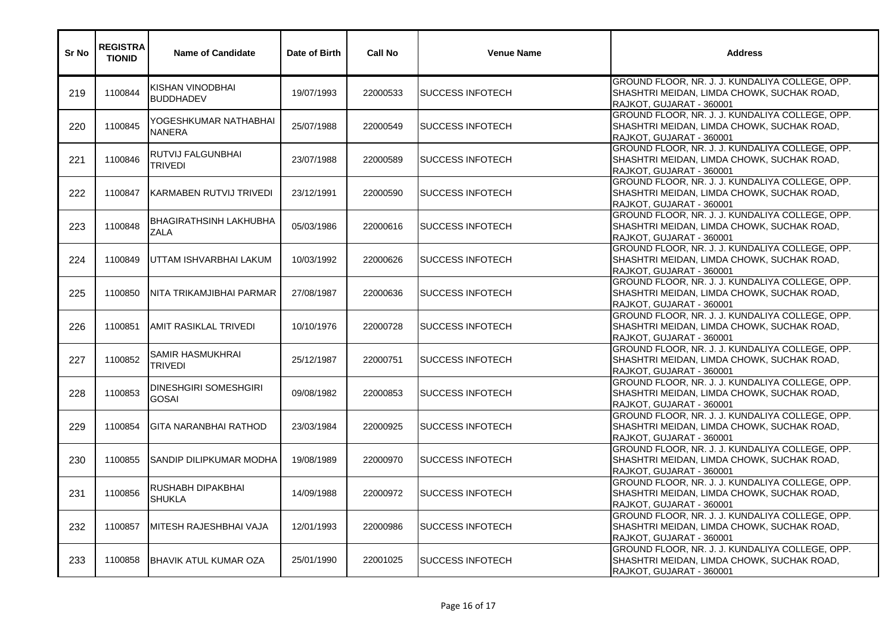| Sr No | REGISTRATIONID | Name of Candidate | Date of Birth | Call No | Venue Name | Address |
|---|---|---|---|---|---|---|
| 219 | 1100844 | KISHAN VINODBHAI BUDDHADEV | 19/07/1993 | 22000533 | SUCCESS INFOTECH | GROUND FLOOR, NR. J. J. KUNDALIYA COLLEGE, OPP. SHASHTRI MEIDAN, LIMDA CHOWK, SUCHAK ROAD, RAJKOT, GUJARAT - 360001 |
| 220 | 1100845 | YOGESHKUMAR NATHABHAI NANERA | 25/07/1988 | 22000549 | SUCCESS INFOTECH | GROUND FLOOR, NR. J. J. KUNDALIYA COLLEGE, OPP. SHASHTRI MEIDAN, LIMDA CHOWK, SUCHAK ROAD, RAJKOT, GUJARAT - 360001 |
| 221 | 1100846 | RUTVIJ FALGUNBHAI TRIVEDI | 23/07/1988 | 22000589 | SUCCESS INFOTECH | GROUND FLOOR, NR. J. J. KUNDALIYA COLLEGE, OPP. SHASHTRI MEIDAN, LIMDA CHOWK, SUCHAK ROAD, RAJKOT, GUJARAT - 360001 |
| 222 | 1100847 | KARMABEN RUTVIJ TRIVEDI | 23/12/1991 | 22000590 | SUCCESS INFOTECH | GROUND FLOOR, NR. J. J. KUNDALIYA COLLEGE, OPP. SHASHTRI MEIDAN, LIMDA CHOWK, SUCHAK ROAD, RAJKOT, GUJARAT - 360001 |
| 223 | 1100848 | BHAGIRATHSINH LAKHUBHA ZALA | 05/03/1986 | 22000616 | SUCCESS INFOTECH | GROUND FLOOR, NR. J. J. KUNDALIYA COLLEGE, OPP. SHASHTRI MEIDAN, LIMDA CHOWK, SUCHAK ROAD, RAJKOT, GUJARAT - 360001 |
| 224 | 1100849 | UTTAM ISHVARBHAI LAKUM | 10/03/1992 | 22000626 | SUCCESS INFOTECH | GROUND FLOOR, NR. J. J. KUNDALIYA COLLEGE, OPP. SHASHTRI MEIDAN, LIMDA CHOWK, SUCHAK ROAD, RAJKOT, GUJARAT - 360001 |
| 225 | 1100850 | NITA TRIKAMJIBHAI PARMAR | 27/08/1987 | 22000636 | SUCCESS INFOTECH | GROUND FLOOR, NR. J. J. KUNDALIYA COLLEGE, OPP. SHASHTRI MEIDAN, LIMDA CHOWK, SUCHAK ROAD, RAJKOT, GUJARAT - 360001 |
| 226 | 1100851 | AMIT RASIKLAL TRIVEDI | 10/10/1976 | 22000728 | SUCCESS INFOTECH | GROUND FLOOR, NR. J. J. KUNDALIYA COLLEGE, OPP. SHASHTRI MEIDAN, LIMDA CHOWK, SUCHAK ROAD, RAJKOT, GUJARAT - 360001 |
| 227 | 1100852 | SAMIR HASMUKHRAI TRIVEDI | 25/12/1987 | 22000751 | SUCCESS INFOTECH | GROUND FLOOR, NR. J. J. KUNDALIYA COLLEGE, OPP. SHASHTRI MEIDAN, LIMDA CHOWK, SUCHAK ROAD, RAJKOT, GUJARAT - 360001 |
| 228 | 1100853 | DINESHGIRI SOMESHGIRI GOSAI | 09/08/1982 | 22000853 | SUCCESS INFOTECH | GROUND FLOOR, NR. J. J. KUNDALIYA COLLEGE, OPP. SHASHTRI MEIDAN, LIMDA CHOWK, SUCHAK ROAD, RAJKOT, GUJARAT - 360001 |
| 229 | 1100854 | GITA NARANBHAI RATHOD | 23/03/1984 | 22000925 | SUCCESS INFOTECH | GROUND FLOOR, NR. J. J. KUNDALIYA COLLEGE, OPP. SHASHTRI MEIDAN, LIMDA CHOWK, SUCHAK ROAD, RAJKOT, GUJARAT - 360001 |
| 230 | 1100855 | SANDIP DILIPKUMAR MODHA | 19/08/1989 | 22000970 | SUCCESS INFOTECH | GROUND FLOOR, NR. J. J. KUNDALIYA COLLEGE, OPP. SHASHTRI MEIDAN, LIMDA CHOWK, SUCHAK ROAD, RAJKOT, GUJARAT - 360001 |
| 231 | 1100856 | RUSHABH DIPAKBHAI SHUKLA | 14/09/1988 | 22000972 | SUCCESS INFOTECH | GROUND FLOOR, NR. J. J. KUNDALIYA COLLEGE, OPP. SHASHTRI MEIDAN, LIMDA CHOWK, SUCHAK ROAD, RAJKOT, GUJARAT - 360001 |
| 232 | 1100857 | MITESH RAJESHBHAI VAJA | 12/01/1993 | 22000986 | SUCCESS INFOTECH | GROUND FLOOR, NR. J. J. KUNDALIYA COLLEGE, OPP. SHASHTRI MEIDAN, LIMDA CHOWK, SUCHAK ROAD, RAJKOT, GUJARAT - 360001 |
| 233 | 1100858 | BHAVIK ATUL KUMAR OZA | 25/01/1990 | 22001025 | SUCCESS INFOTECH | GROUND FLOOR, NR. J. J. KUNDALIYA COLLEGE, OPP. SHASHTRI MEIDAN, LIMDA CHOWK, SUCHAK ROAD, RAJKOT, GUJARAT - 360001 |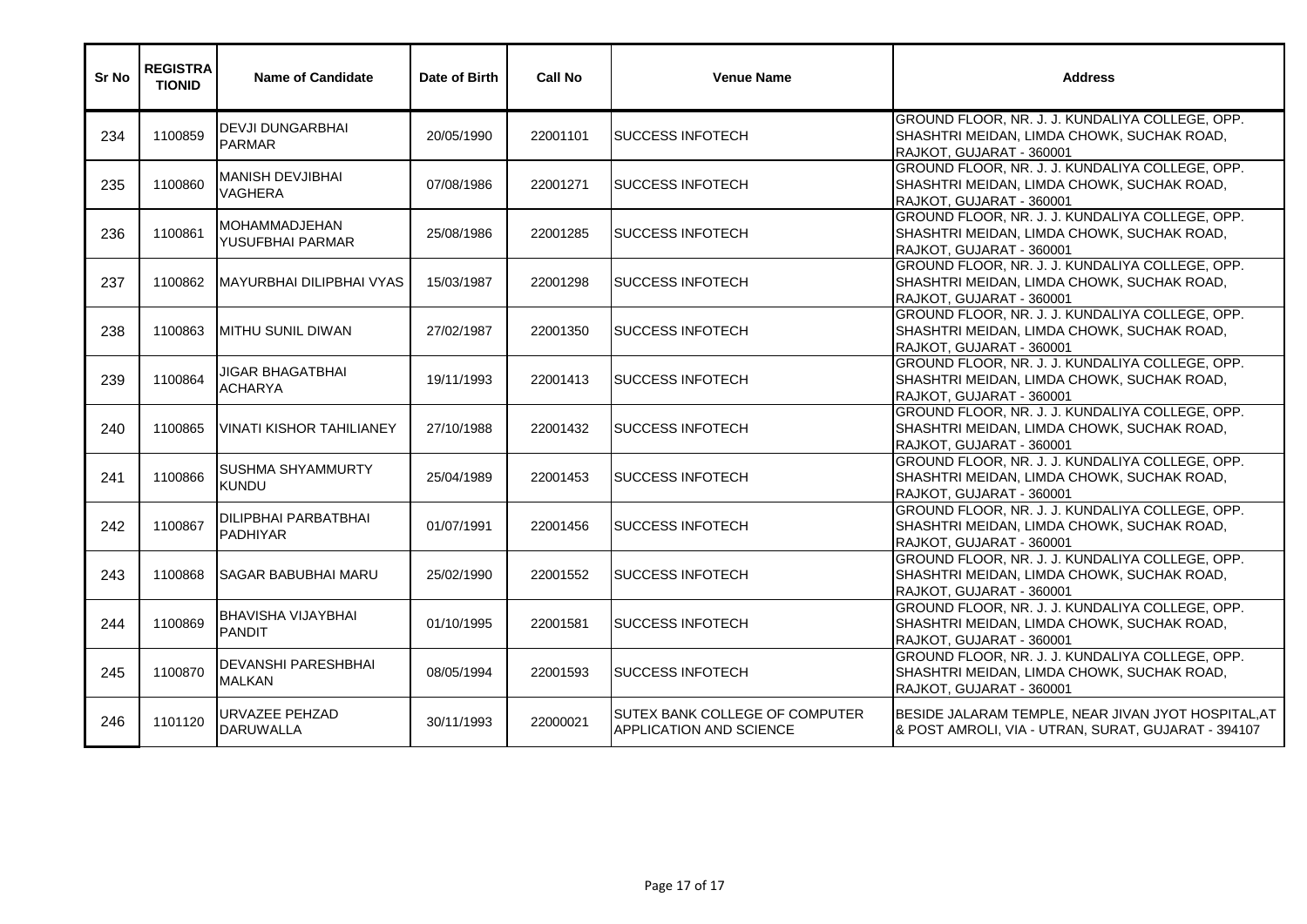| Sr No | REGISTRATIONID | Name of Candidate | Date of Birth | Call No | Venue Name | Address |
|---|---|---|---|---|---|---|
| 234 | 1100859 | DEVJI DUNGARBHAI PARMAR | 20/05/1990 | 22001101 | SUCCESS INFOTECH | GROUND FLOOR, NR. J. J. KUNDALIYA COLLEGE, OPP. SHASHTRI MEIDAN, LIMDA CHOWK, SUCHAK ROAD, RAJKOT, GUJARAT - 360001 |
| 235 | 1100860 | MANISH DEVJIBHAI VAGHERA | 07/08/1986 | 22001271 | SUCCESS INFOTECH | GROUND FLOOR, NR. J. J. KUNDALIYA COLLEGE, OPP. SHASHTRI MEIDAN, LIMDA CHOWK, SUCHAK ROAD, RAJKOT, GUJARAT - 360001 |
| 236 | 1100861 | MOHAMMADJEHAN YUSUFBHAI PARMAR | 25/08/1986 | 22001285 | SUCCESS INFOTECH | GROUND FLOOR, NR. J. J. KUNDALIYA COLLEGE, OPP. SHASHTRI MEIDAN, LIMDA CHOWK, SUCHAK ROAD, RAJKOT, GUJARAT - 360001 |
| 237 | 1100862 | MAYURBHAI DILIPBHAI VYAS | 15/03/1987 | 22001298 | SUCCESS INFOTECH | GROUND FLOOR, NR. J. J. KUNDALIYA COLLEGE, OPP. SHASHTRI MEIDAN, LIMDA CHOWK, SUCHAK ROAD, RAJKOT, GUJARAT - 360001 |
| 238 | 1100863 | MITHU SUNIL DIWAN | 27/02/1987 | 22001350 | SUCCESS INFOTECH | GROUND FLOOR, NR. J. J. KUNDALIYA COLLEGE, OPP. SHASHTRI MEIDAN, LIMDA CHOWK, SUCHAK ROAD, RAJKOT, GUJARAT - 360001 |
| 239 | 1100864 | JIGAR BHAGATBHAI ACHARYA | 19/11/1993 | 22001413 | SUCCESS INFOTECH | GROUND FLOOR, NR. J. J. KUNDALIYA COLLEGE, OPP. SHASHTRI MEIDAN, LIMDA CHOWK, SUCHAK ROAD, RAJKOT, GUJARAT - 360001 |
| 240 | 1100865 | VINATI KISHOR TAHILIANEY | 27/10/1988 | 22001432 | SUCCESS INFOTECH | GROUND FLOOR, NR. J. J. KUNDALIYA COLLEGE, OPP. SHASHTRI MEIDAN, LIMDA CHOWK, SUCHAK ROAD, RAJKOT, GUJARAT - 360001 |
| 241 | 1100866 | SUSHMA SHYAMMURTY KUNDU | 25/04/1989 | 22001453 | SUCCESS INFOTECH | GROUND FLOOR, NR. J. J. KUNDALIYA COLLEGE, OPP. SHASHTRI MEIDAN, LIMDA CHOWK, SUCHAK ROAD, RAJKOT, GUJARAT - 360001 |
| 242 | 1100867 | DILIPBHAI PARBATBHAI PADHIYAR | 01/07/1991 | 22001456 | SUCCESS INFOTECH | GROUND FLOOR, NR. J. J. KUNDALIYA COLLEGE, OPP. SHASHTRI MEIDAN, LIMDA CHOWK, SUCHAK ROAD, RAJKOT, GUJARAT - 360001 |
| 243 | 1100868 | SAGAR BABUBHAI MARU | 25/02/1990 | 22001552 | SUCCESS INFOTECH | GROUND FLOOR, NR. J. J. KUNDALIYA COLLEGE, OPP. SHASHTRI MEIDAN, LIMDA CHOWK, SUCHAK ROAD, RAJKOT, GUJARAT - 360001 |
| 244 | 1100869 | BHAVISHA VIJAYBHAI PANDIT | 01/10/1995 | 22001581 | SUCCESS INFOTECH | GROUND FLOOR, NR. J. J. KUNDALIYA COLLEGE, OPP. SHASHTRI MEIDAN, LIMDA CHOWK, SUCHAK ROAD, RAJKOT, GUJARAT - 360001 |
| 245 | 1100870 | DEVANSHI PARESHBHAI MALKAN | 08/05/1994 | 22001593 | SUCCESS INFOTECH | GROUND FLOOR, NR. J. J. KUNDALIYA COLLEGE, OPP. SHASHTRI MEIDAN, LIMDA CHOWK, SUCHAK ROAD, RAJKOT, GUJARAT - 360001 |
| 246 | 1101120 | URVAZEE PEHZAD DARUWALLA | 30/11/1993 | 22000021 | SUTEX BANK COLLEGE OF COMPUTER APPLICATION AND SCIENCE | BESIDE JALARAM TEMPLE, NEAR JIVAN JYOT HOSPITAL,AT & POST AMROLI, VIA - UTRAN, SURAT, GUJARAT - 394107 |